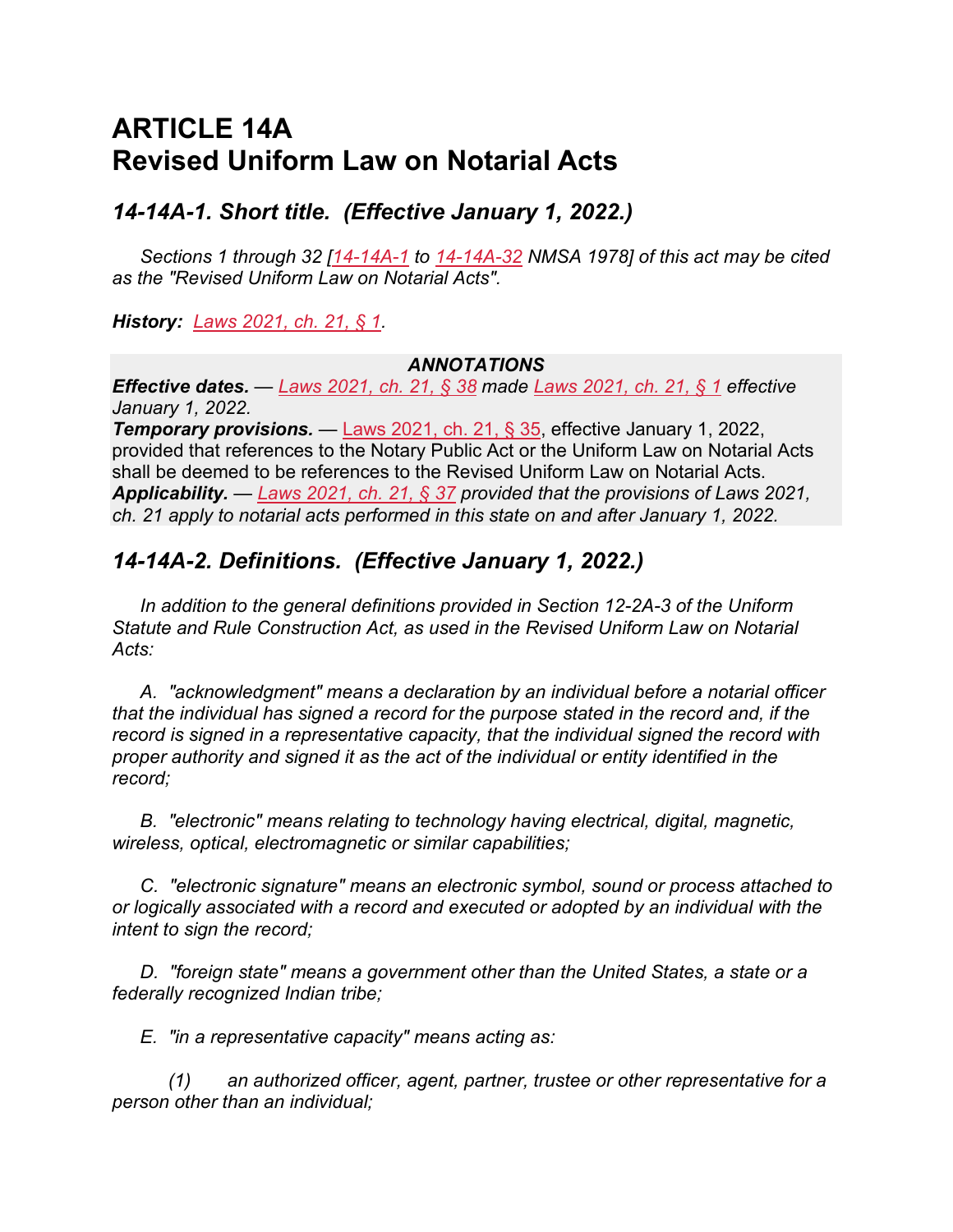# ARTICLE 14A
# Revised Uniform Law on Notarial Acts

## *14-14A-1. Short title. (Effective January 1, 2022.)*

*Sections 1 through 32 [14-14A-1 to 14-14A-32 NMSA 1978] of this act may be cited as the "Revised Uniform Law on Notarial Acts".*

***History:*** *Laws 2021, ch. 21, § 1.*

***ANNOTATIONS***

***Effective dates.*** *— Laws 2021, ch. 21, § 38 made Laws 2021, ch. 21, § 1 effective January 1, 2022.*

***Temporary provisions.*** — Laws 2021, ch. 21, § 35, effective January 1, 2022, provided that references to the Notary Public Act or the Uniform Law on Notarial Acts shall be deemed to be references to the Revised Uniform Law on Notarial Acts.

***Applicability.*** *— Laws 2021, ch. 21, § 37 provided that the provisions of Laws 2021, ch. 21 apply to notarial acts performed in this state on and after January 1, 2022.*

## *14-14A-2. Definitions. (Effective January 1, 2022.)*

*In addition to the general definitions provided in Section 12-2A-3 of the Uniform Statute and Rule Construction Act, as used in the Revised Uniform Law on Notarial Acts:*

*A. "acknowledgment" means a declaration by an individual before a notarial officer that the individual has signed a record for the purpose stated in the record and, if the record is signed in a representative capacity, that the individual signed the record with proper authority and signed it as the act of the individual or entity identified in the record;*

*B. "electronic" means relating to technology having electrical, digital, magnetic, wireless, optical, electromagnetic or similar capabilities;*

*C. "electronic signature" means an electronic symbol, sound or process attached to or logically associated with a record and executed or adopted by an individual with the intent to sign the record;*

*D. "foreign state" means a government other than the United States, a state or a federally recognized Indian tribe;*

*E. "in a representative capacity" means acting as:*

*(1) an authorized officer, agent, partner, trustee or other representative for a person other than an individual;*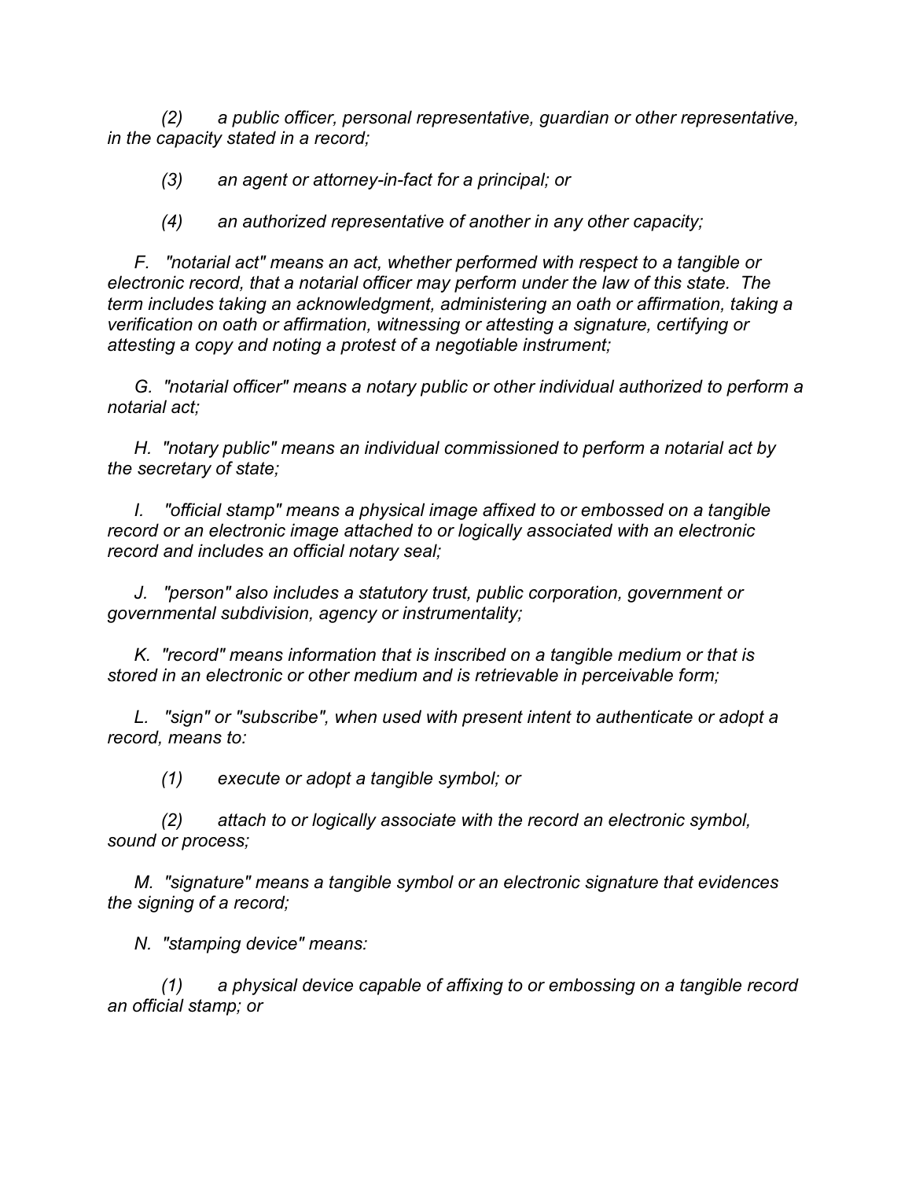*(2) a public officer, personal representative, guardian or other representative, in the capacity stated in a record;*

*(3) an agent or attorney-in-fact for a principal; or*

*(4) an authorized representative of another in any other capacity;*

*F. "notarial act" means an act, whether performed with respect to a tangible or electronic record, that a notarial officer may perform under the law of this state. The term includes taking an acknowledgment, administering an oath or affirmation, taking a verification on oath or affirmation, witnessing or attesting a signature, certifying or attesting a copy and noting a protest of a negotiable instrument;*

*G. "notarial officer" means a notary public or other individual authorized to perform a notarial act;*

*H. "notary public" means an individual commissioned to perform a notarial act by the secretary of state;*

*I. "official stamp" means a physical image affixed to or embossed on a tangible record or an electronic image attached to or logically associated with an electronic record and includes an official notary seal;*

*J. "person" also includes a statutory trust, public corporation, government or governmental subdivision, agency or instrumentality;*

*K. "record" means information that is inscribed on a tangible medium or that is stored in an electronic or other medium and is retrievable in perceivable form;*

*L. "sign" or "subscribe", when used with present intent to authenticate or adopt a record, means to:*

*(1) execute or adopt a tangible symbol; or*

*(2) attach to or logically associate with the record an electronic symbol, sound or process;*

*M. "signature" means a tangible symbol or an electronic signature that evidences the signing of a record;*

*N. "stamping device" means:*

*(1) a physical device capable of affixing to or embossing on a tangible record an official stamp; or*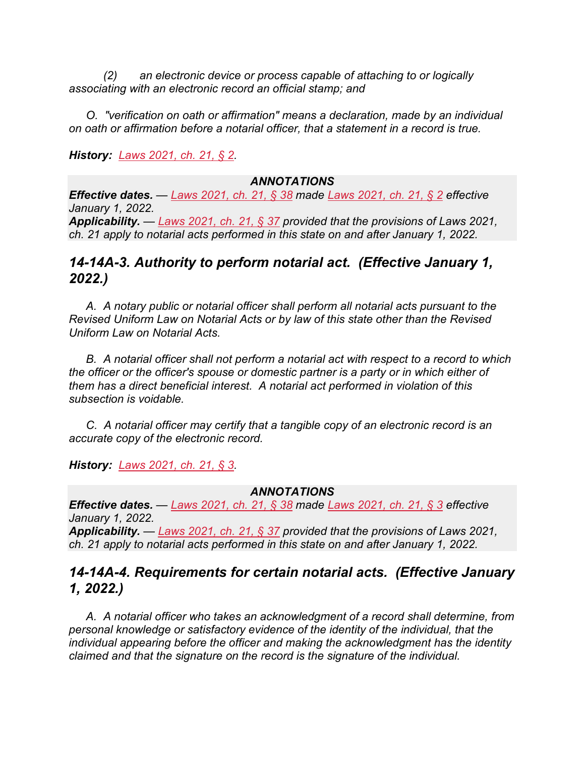*(2) an electronic device or process capable of attaching to or logically associating with an electronic record an official stamp; and*

*O. "verification on oath or affirmation" means a declaration, made by an individual on oath or affirmation before a notarial officer, that a statement in a record is true.*

***History:*** *Laws 2021, ch. 21, § 2.*

***ANNOTATIONS***

***Effective dates.*** *— Laws 2021, ch. 21, § 38 made Laws 2021, ch. 21, § 2 effective January 1, 2022.*

***Applicability.*** *— Laws 2021, ch. 21, § 37 provided that the provisions of Laws 2021, ch. 21 apply to notarial acts performed in this state on and after January 1, 2022.*

## *14-14A-3. Authority to perform notarial act. (Effective January 1, 2022.)*

*A. A notary public or notarial officer shall perform all notarial acts pursuant to the Revised Uniform Law on Notarial Acts or by law of this state other than the Revised Uniform Law on Notarial Acts.*

*B. A notarial officer shall not perform a notarial act with respect to a record to which the officer or the officer's spouse or domestic partner is a party or in which either of them has a direct beneficial interest. A notarial act performed in violation of this subsection is voidable.*

*C. A notarial officer may certify that a tangible copy of an electronic record is an accurate copy of the electronic record.*

***History:*** *Laws 2021, ch. 21, § 3.*

***ANNOTATIONS***

***Effective dates.*** *— Laws 2021, ch. 21, § 38 made Laws 2021, ch. 21, § 3 effective January 1, 2022.*

***Applicability.*** *— Laws 2021, ch. 21, § 37 provided that the provisions of Laws 2021, ch. 21 apply to notarial acts performed in this state on and after January 1, 2022.*

## *14-14A-4. Requirements for certain notarial acts. (Effective January 1, 2022.)*

*A. A notarial officer who takes an acknowledgment of a record shall determine, from personal knowledge or satisfactory evidence of the identity of the individual, that the individual appearing before the officer and making the acknowledgment has the identity claimed and that the signature on the record is the signature of the individual.*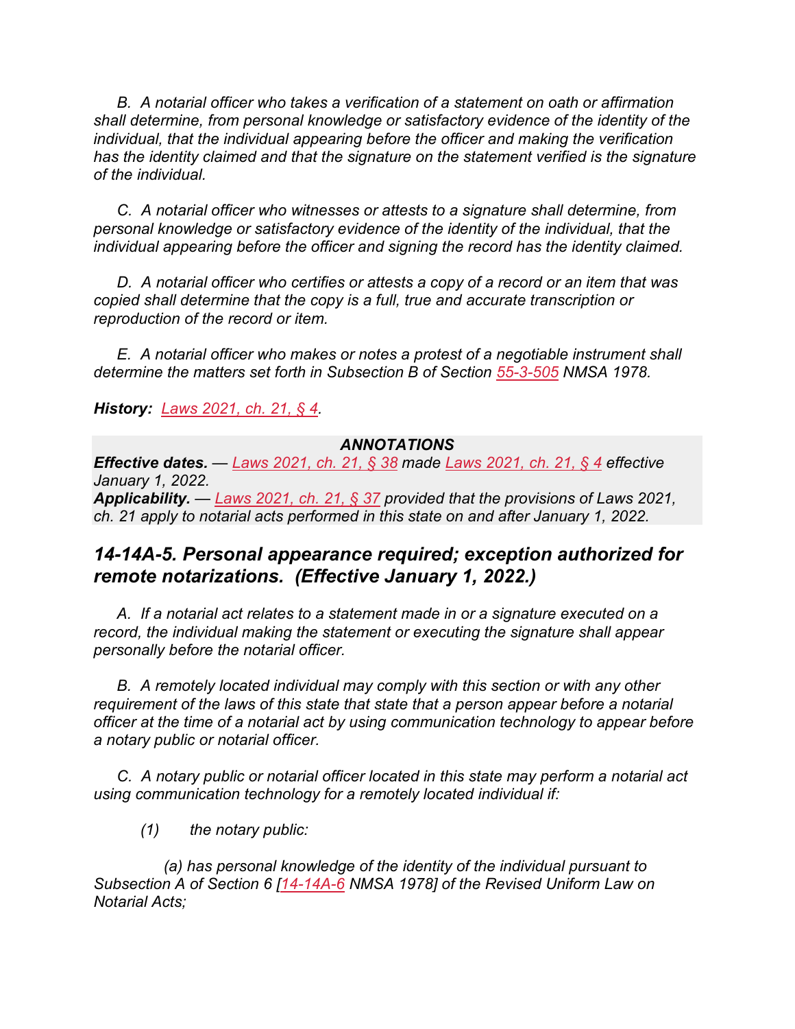*B. A notarial officer who takes a verification of a statement on oath or affirmation shall determine, from personal knowledge or satisfactory evidence of the identity of the individual, that the individual appearing before the officer and making the verification has the identity claimed and that the signature on the statement verified is the signature of the individual.*

*C. A notarial officer who witnesses or attests to a signature shall determine, from personal knowledge or satisfactory evidence of the identity of the individual, that the individual appearing before the officer and signing the record has the identity claimed.*

*D. A notarial officer who certifies or attests a copy of a record or an item that was copied shall determine that the copy is a full, true and accurate transcription or reproduction of the record or item.*

*E. A notarial officer who makes or notes a protest of a negotiable instrument shall determine the matters set forth in Subsection B of Section 55-3-505 NMSA 1978.*

***History:*** *Laws 2021, ch. 21, § 4.*

***ANNOTATIONS***

***Effective dates.*** *— Laws 2021, ch. 21, § 38 made Laws 2021, ch. 21, § 4 effective January 1, 2022.*

***Applicability.*** *— Laws 2021, ch. 21, § 37 provided that the provisions of Laws 2021, ch. 21 apply to notarial acts performed in this state on and after January 1, 2022.*

## *14-14A-5. Personal appearance required; exception authorized for remote notarizations. (Effective January 1, 2022.)*

*A. If a notarial act relates to a statement made in or a signature executed on a record, the individual making the statement or executing the signature shall appear personally before the notarial officer.*

*B. A remotely located individual may comply with this section or with any other requirement of the laws of this state that state that a person appear before a notarial officer at the time of a notarial act by using communication technology to appear before a notary public or notarial officer.*

*C. A notary public or notarial officer located in this state may perform a notarial act using communication technology for a remotely located individual if:*

*(1) the notary public:*

*(a) has personal knowledge of the identity of the individual pursuant to Subsection A of Section 6 [14-14A-6 NMSA 1978] of the Revised Uniform Law on Notarial Acts;*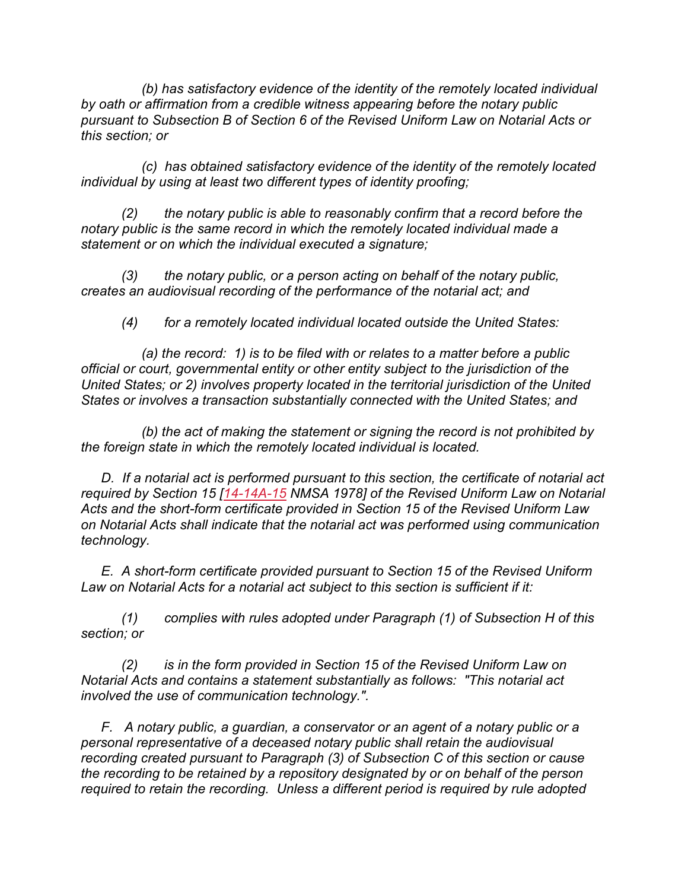*(b) has satisfactory evidence of the identity of the remotely located individual by oath or affirmation from a credible witness appearing before the notary public pursuant to Subsection B of Section 6 of the Revised Uniform Law on Notarial Acts or this section; or*

*(c) has obtained satisfactory evidence of the identity of the remotely located individual by using at least two different types of identity proofing;*

*(2) the notary public is able to reasonably confirm that a record before the notary public is the same record in which the remotely located individual made a statement or on which the individual executed a signature;*

*(3) the notary public, or a person acting on behalf of the notary public, creates an audiovisual recording of the performance of the notarial act; and*

*(4) for a remotely located individual located outside the United States:*

*(a) the record: 1) is to be filed with or relates to a matter before a public official or court, governmental entity or other entity subject to the jurisdiction of the United States; or 2) involves property located in the territorial jurisdiction of the United States or involves a transaction substantially connected with the United States; and*

*(b) the act of making the statement or signing the record is not prohibited by the foreign state in which the remotely located individual is located.*

*D. If a notarial act is performed pursuant to this section, the certificate of notarial act required by Section 15 [14-14A-15 NMSA 1978] of the Revised Uniform Law on Notarial Acts and the short-form certificate provided in Section 15 of the Revised Uniform Law on Notarial Acts shall indicate that the notarial act was performed using communication technology.*

*E. A short-form certificate provided pursuant to Section 15 of the Revised Uniform Law on Notarial Acts for a notarial act subject to this section is sufficient if it:*

*(1) complies with rules adopted under Paragraph (1) of Subsection H of this section; or*

*(2) is in the form provided in Section 15 of the Revised Uniform Law on Notarial Acts and contains a statement substantially as follows: "This notarial act involved the use of communication technology.".*

*F. A notary public, a guardian, a conservator or an agent of a notary public or a personal representative of a deceased notary public shall retain the audiovisual recording created pursuant to Paragraph (3) of Subsection C of this section or cause the recording to be retained by a repository designated by or on behalf of the person required to retain the recording. Unless a different period is required by rule adopted*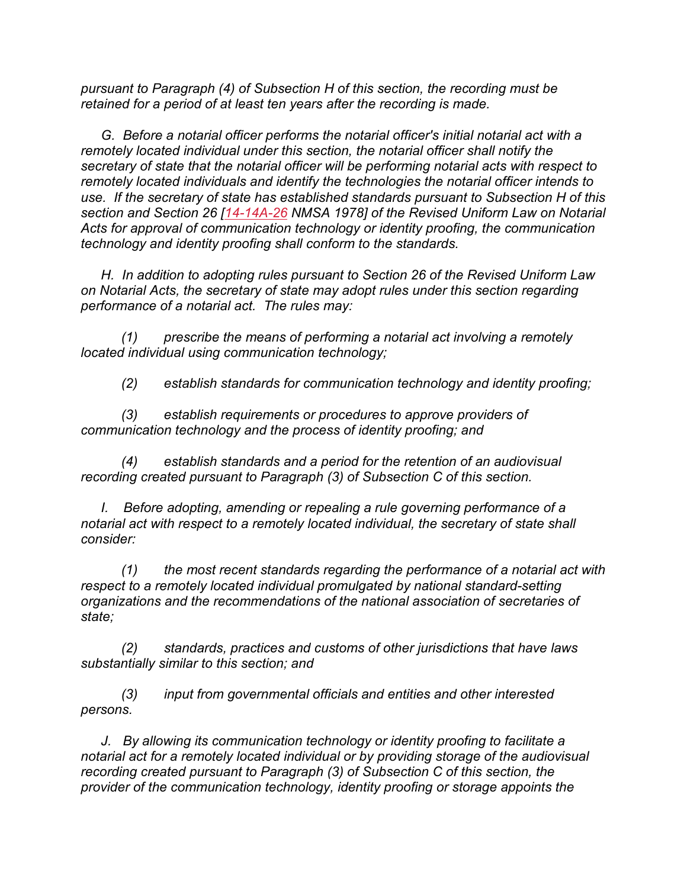*pursuant to Paragraph (4) of Subsection H of this section, the recording must be retained for a period of at least ten years after the recording is made.*

*G. Before a notarial officer performs the notarial officer's initial notarial act with a remotely located individual under this section, the notarial officer shall notify the secretary of state that the notarial officer will be performing notarial acts with respect to remotely located individuals and identify the technologies the notarial officer intends to use. If the secretary of state has established standards pursuant to Subsection H of this section and Section 26 [14-14A-26 NMSA 1978] of the Revised Uniform Law on Notarial Acts for approval of communication technology or identity proofing, the communication technology and identity proofing shall conform to the standards.*

*H. In addition to adopting rules pursuant to Section 26 of the Revised Uniform Law on Notarial Acts, the secretary of state may adopt rules under this section regarding performance of a notarial act. The rules may:*

*(1) prescribe the means of performing a notarial act involving a remotely located individual using communication technology;*

*(2) establish standards for communication technology and identity proofing;*

*(3) establish requirements or procedures to approve providers of communication technology and the process of identity proofing; and*

*(4) establish standards and a period for the retention of an audiovisual recording created pursuant to Paragraph (3) of Subsection C of this section.*

*I. Before adopting, amending or repealing a rule governing performance of a notarial act with respect to a remotely located individual, the secretary of state shall consider:*

*(1) the most recent standards regarding the performance of a notarial act with respect to a remotely located individual promulgated by national standard-setting organizations and the recommendations of the national association of secretaries of state;*

*(2) standards, practices and customs of other jurisdictions that have laws substantially similar to this section; and*

*(3) input from governmental officials and entities and other interested persons.*

*J. By allowing its communication technology or identity proofing to facilitate a notarial act for a remotely located individual or by providing storage of the audiovisual recording created pursuant to Paragraph (3) of Subsection C of this section, the provider of the communication technology, identity proofing or storage appoints the*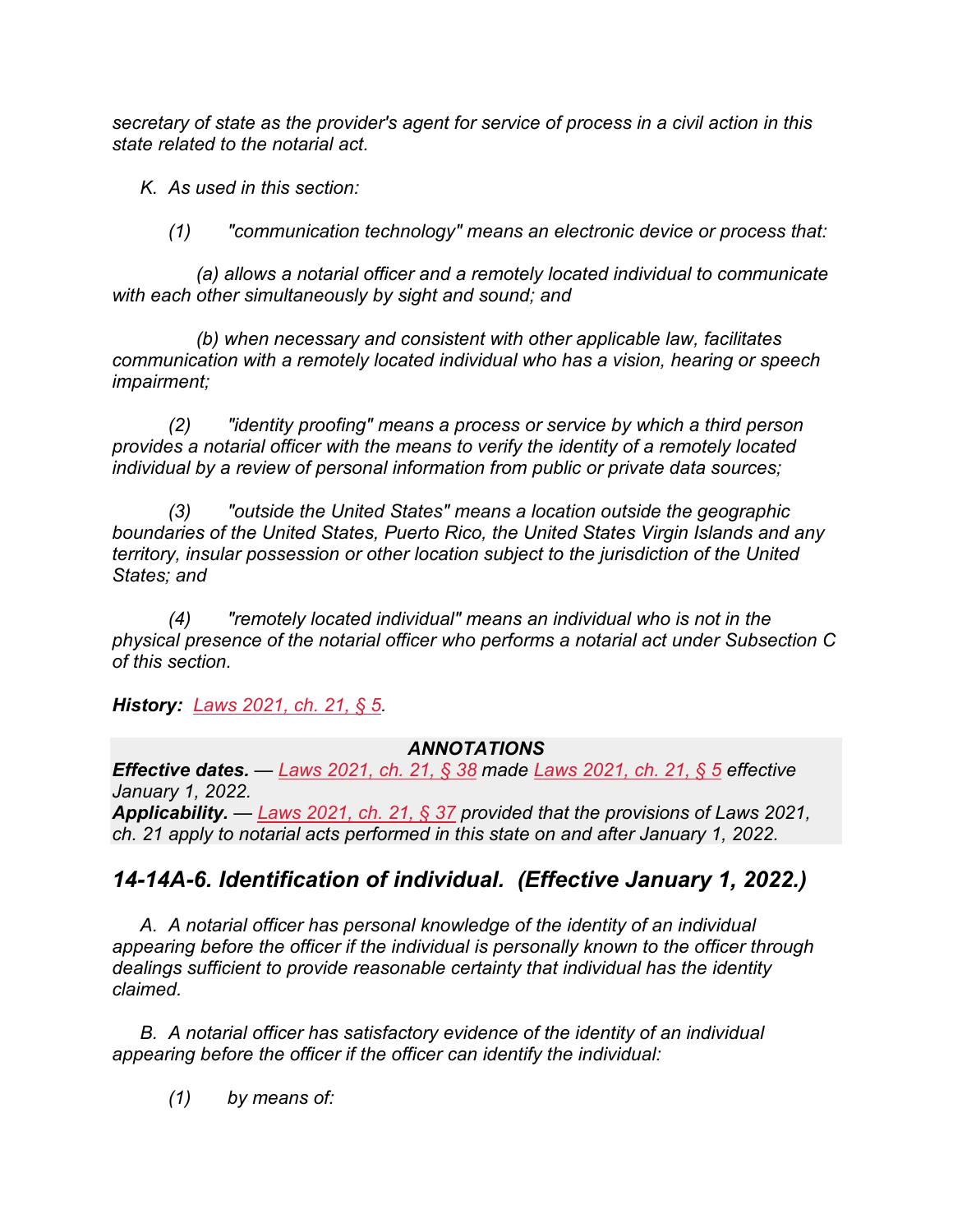*secretary of state as the provider's agent for service of process in a civil action in this state related to the notarial act.*

*K. As used in this section:*

*(1) "communication technology" means an electronic device or process that:*

*(a) allows a notarial officer and a remotely located individual to communicate with each other simultaneously by sight and sound; and*

*(b) when necessary and consistent with other applicable law, facilitates communication with a remotely located individual who has a vision, hearing or speech impairment;*

*(2) "identity proofing" means a process or service by which a third person provides a notarial officer with the means to verify the identity of a remotely located individual by a review of personal information from public or private data sources;*

*(3) "outside the United States" means a location outside the geographic boundaries of the United States, Puerto Rico, the United States Virgin Islands and any territory, insular possession or other location subject to the jurisdiction of the United States; and*

*(4) "remotely located individual" means an individual who is not in the physical presence of the notarial officer who performs a notarial act under Subsection C of this section.*

***History:*** *Laws 2021, ch. 21, § 5.*

***ANNOTATIONS***

***Effective dates.*** *— Laws 2021, ch. 21, § 38 made Laws 2021, ch. 21, § 5 effective January 1, 2022.*

***Applicability.*** *— Laws 2021, ch. 21, § 37 provided that the provisions of Laws 2021, ch. 21 apply to notarial acts performed in this state on and after January 1, 2022.*

## *14-14A-6. Identification of individual. (Effective January 1, 2022.)*

*A. A notarial officer has personal knowledge of the identity of an individual appearing before the officer if the individual is personally known to the officer through dealings sufficient to provide reasonable certainty that individual has the identity claimed.*

*B. A notarial officer has satisfactory evidence of the identity of an individual appearing before the officer if the officer can identify the individual:*

*(1) by means of:*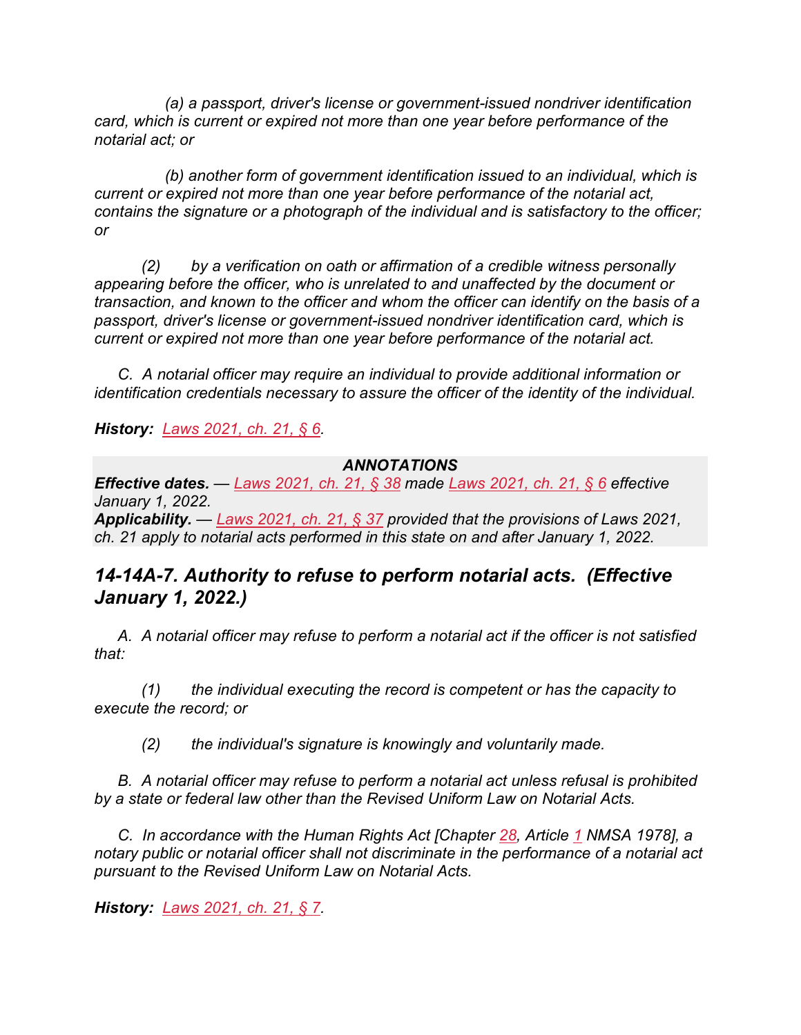*(a) a passport, driver's license or government-issued nondriver identification card, which is current or expired not more than one year before performance of the notarial act; or*

*(b) another form of government identification issued to an individual, which is current or expired not more than one year before performance of the notarial act, contains the signature or a photograph of the individual and is satisfactory to the officer; or*

*(2) by a verification on oath or affirmation of a credible witness personally appearing before the officer, who is unrelated to and unaffected by the document or transaction, and known to the officer and whom the officer can identify on the basis of a passport, driver's license or government-issued nondriver identification card, which is current or expired not more than one year before performance of the notarial act.*

*C. A notarial officer may require an individual to provide additional information or identification credentials necessary to assure the officer of the identity of the individual.*

***History:*** *Laws 2021, ch. 21, § 6.*

***ANNOTATIONS***

***Effective dates.*** *— Laws 2021, ch. 21, § 38 made Laws 2021, ch. 21, § 6 effective January 1, 2022.*

***Applicability.*** *— Laws 2021, ch. 21, § 37 provided that the provisions of Laws 2021, ch. 21 apply to notarial acts performed in this state on and after January 1, 2022.*

## *14-14A-7. Authority to refuse to perform notarial acts. (Effective January 1, 2022.)*

*A. A notarial officer may refuse to perform a notarial act if the officer is not satisfied that:*

*(1) the individual executing the record is competent or has the capacity to execute the record; or*

*(2) the individual's signature is knowingly and voluntarily made.*

*B. A notarial officer may refuse to perform a notarial act unless refusal is prohibited by a state or federal law other than the Revised Uniform Law on Notarial Acts.*

*C. In accordance with the Human Rights Act [Chapter 28, Article 1 NMSA 1978], a notary public or notarial officer shall not discriminate in the performance of a notarial act pursuant to the Revised Uniform Law on Notarial Acts.*

***History:*** *Laws 2021, ch. 21, § 7.*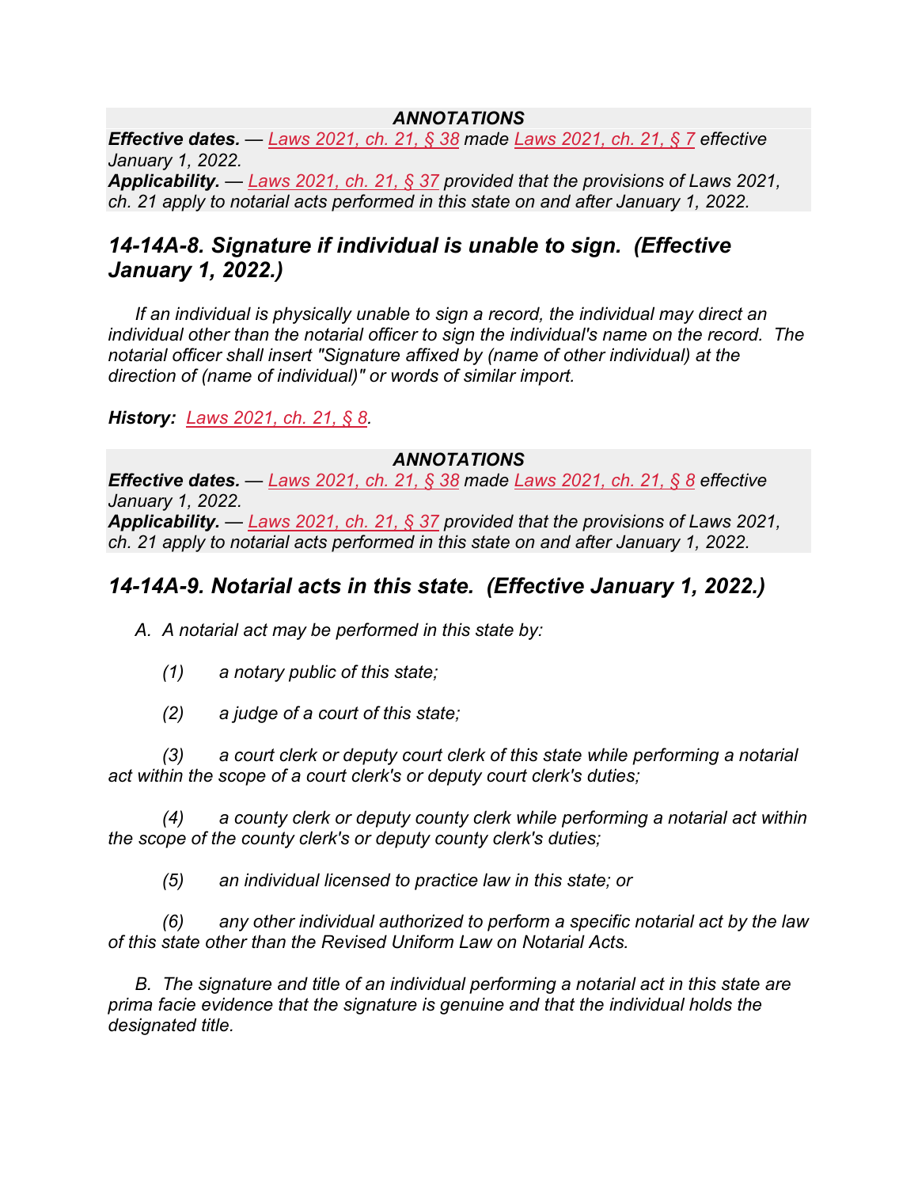**ANNOTATIONS**

***Effective dates.*** — *Laws 2021, ch. 21, § 38 made Laws 2021, ch. 21, § 7 effective January 1, 2022.*

***Applicability.*** — *Laws 2021, ch. 21, § 37 provided that the provisions of Laws 2021, ch. 21 apply to notarial acts performed in this state on and after January 1, 2022.*

## *14-14A-8. Signature if individual is unable to sign. (Effective January 1, 2022.)*

*If an individual is physically unable to sign a record, the individual may direct an individual other than the notarial officer to sign the individual's name on the record. The notarial officer shall insert "Signature affixed by (name of other individual) at the direction of (name of individual)" or words of similar import.*

***History:*** *Laws 2021, ch. 21, § 8.*

**ANNOTATIONS**

***Effective dates.*** — *Laws 2021, ch. 21, § 38 made Laws 2021, ch. 21, § 8 effective January 1, 2022.*

***Applicability.*** — *Laws 2021, ch. 21, § 37 provided that the provisions of Laws 2021, ch. 21 apply to notarial acts performed in this state on and after January 1, 2022.*

## *14-14A-9. Notarial acts in this state. (Effective January 1, 2022.)*

*A. A notarial act may be performed in this state by:*

*(1) a notary public of this state;*

*(2) a judge of a court of this state;*

*(3) a court clerk or deputy court clerk of this state while performing a notarial act within the scope of a court clerk's or deputy court clerk's duties;*

*(4) a county clerk or deputy county clerk while performing a notarial act within the scope of the county clerk's or deputy county clerk's duties;*

*(5) an individual licensed to practice law in this state; or*

*(6) any other individual authorized to perform a specific notarial act by the law of this state other than the Revised Uniform Law on Notarial Acts.*

*B. The signature and title of an individual performing a notarial act in this state are prima facie evidence that the signature is genuine and that the individual holds the designated title.*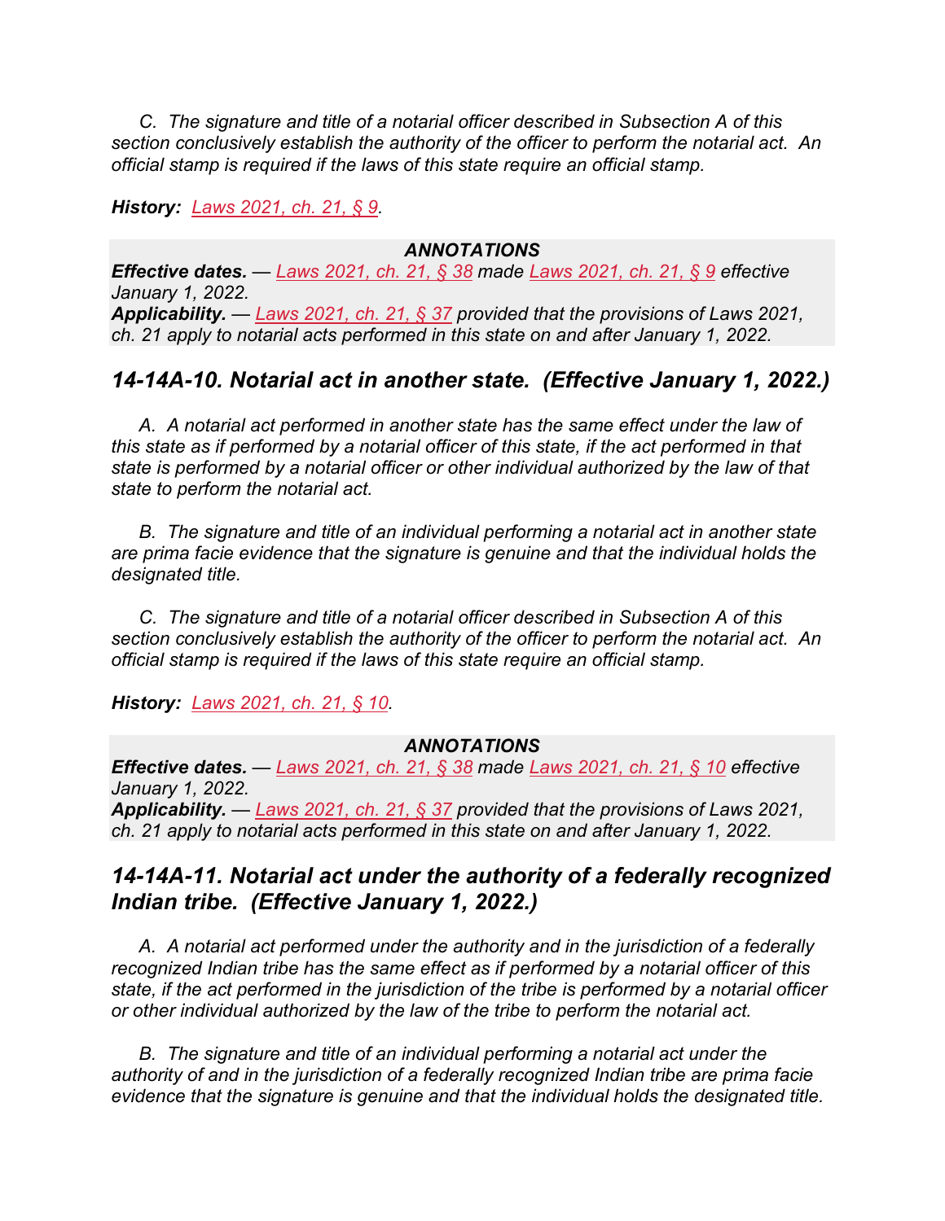*C. The signature and title of a notarial officer described in Subsection A of this section conclusively establish the authority of the officer to perform the notarial act. An official stamp is required if the laws of this state require an official stamp.*

***History:*** *Laws 2021, ch. 21, § 9.*

***ANNOTATIONS***

***Effective dates.*** *— Laws 2021, ch. 21, § 38 made Laws 2021, ch. 21, § 9 effective January 1, 2022.*

***Applicability.*** *— Laws 2021, ch. 21, § 37 provided that the provisions of Laws 2021, ch. 21 apply to notarial acts performed in this state on and after January 1, 2022.*

## *14-14A-10. Notarial act in another state. (Effective January 1, 2022.)*

*A. A notarial act performed in another state has the same effect under the law of this state as if performed by a notarial officer of this state, if the act performed in that state is performed by a notarial officer or other individual authorized by the law of that state to perform the notarial act.*

*B. The signature and title of an individual performing a notarial act in another state are prima facie evidence that the signature is genuine and that the individual holds the designated title.*

*C. The signature and title of a notarial officer described in Subsection A of this section conclusively establish the authority of the officer to perform the notarial act. An official stamp is required if the laws of this state require an official stamp.*

***History:*** *Laws 2021, ch. 21, § 10.*

***ANNOTATIONS***

***Effective dates.*** *— Laws 2021, ch. 21, § 38 made Laws 2021, ch. 21, § 10 effective January 1, 2022.*

***Applicability.*** *— Laws 2021, ch. 21, § 37 provided that the provisions of Laws 2021, ch. 21 apply to notarial acts performed in this state on and after January 1, 2022.*

## *14-14A-11. Notarial act under the authority of a federally recognized Indian tribe. (Effective January 1, 2022.)*

*A. A notarial act performed under the authority and in the jurisdiction of a federally recognized Indian tribe has the same effect as if performed by a notarial officer of this state, if the act performed in the jurisdiction of the tribe is performed by a notarial officer or other individual authorized by the law of the tribe to perform the notarial act.*

*B. The signature and title of an individual performing a notarial act under the authority of and in the jurisdiction of a federally recognized Indian tribe are prima facie evidence that the signature is genuine and that the individual holds the designated title.*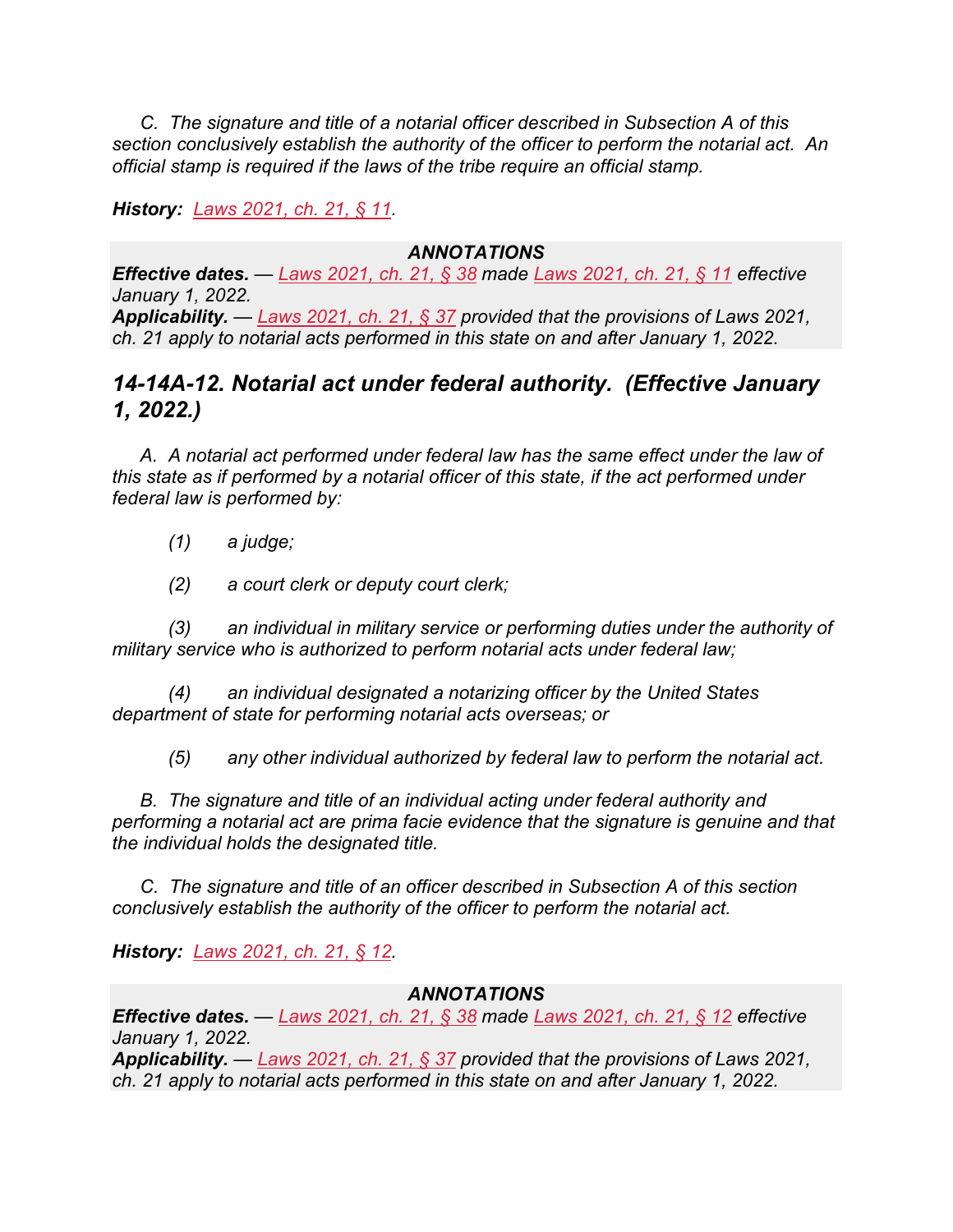*C. The signature and title of a notarial officer described in Subsection A of this section conclusively establish the authority of the officer to perform the notarial act. An official stamp is required if the laws of the tribe require an official stamp.*

***History:*** *Laws 2021, ch. 21, § 11.*

***ANNOTATIONS***

***Effective dates.*** *— Laws 2021, ch. 21, § 38 made Laws 2021, ch. 21, § 11 effective January 1, 2022.*

***Applicability.*** *— Laws 2021, ch. 21, § 37 provided that the provisions of Laws 2021, ch. 21 apply to notarial acts performed in this state on and after January 1, 2022.*

## *14-14A-12. Notarial act under federal authority. (Effective January 1, 2022.)*

*A. A notarial act performed under federal law has the same effect under the law of this state as if performed by a notarial officer of this state, if the act performed under federal law is performed by:*

*(1) a judge;*

*(2) a court clerk or deputy court clerk;*

*(3) an individual in military service or performing duties under the authority of military service who is authorized to perform notarial acts under federal law;*

*(4) an individual designated a notarizing officer by the United States department of state for performing notarial acts overseas; or*

*(5) any other individual authorized by federal law to perform the notarial act.*

*B. The signature and title of an individual acting under federal authority and performing a notarial act are prima facie evidence that the signature is genuine and that the individual holds the designated title.*

*C. The signature and title of an officer described in Subsection A of this section conclusively establish the authority of the officer to perform the notarial act.*

***History:*** *Laws 2021, ch. 21, § 12.*

***ANNOTATIONS***

***Effective dates.*** *— Laws 2021, ch. 21, § 38 made Laws 2021, ch. 21, § 12 effective January 1, 2022.*

***Applicability.*** *— Laws 2021, ch. 21, § 37 provided that the provisions of Laws 2021, ch. 21 apply to notarial acts performed in this state on and after January 1, 2022.*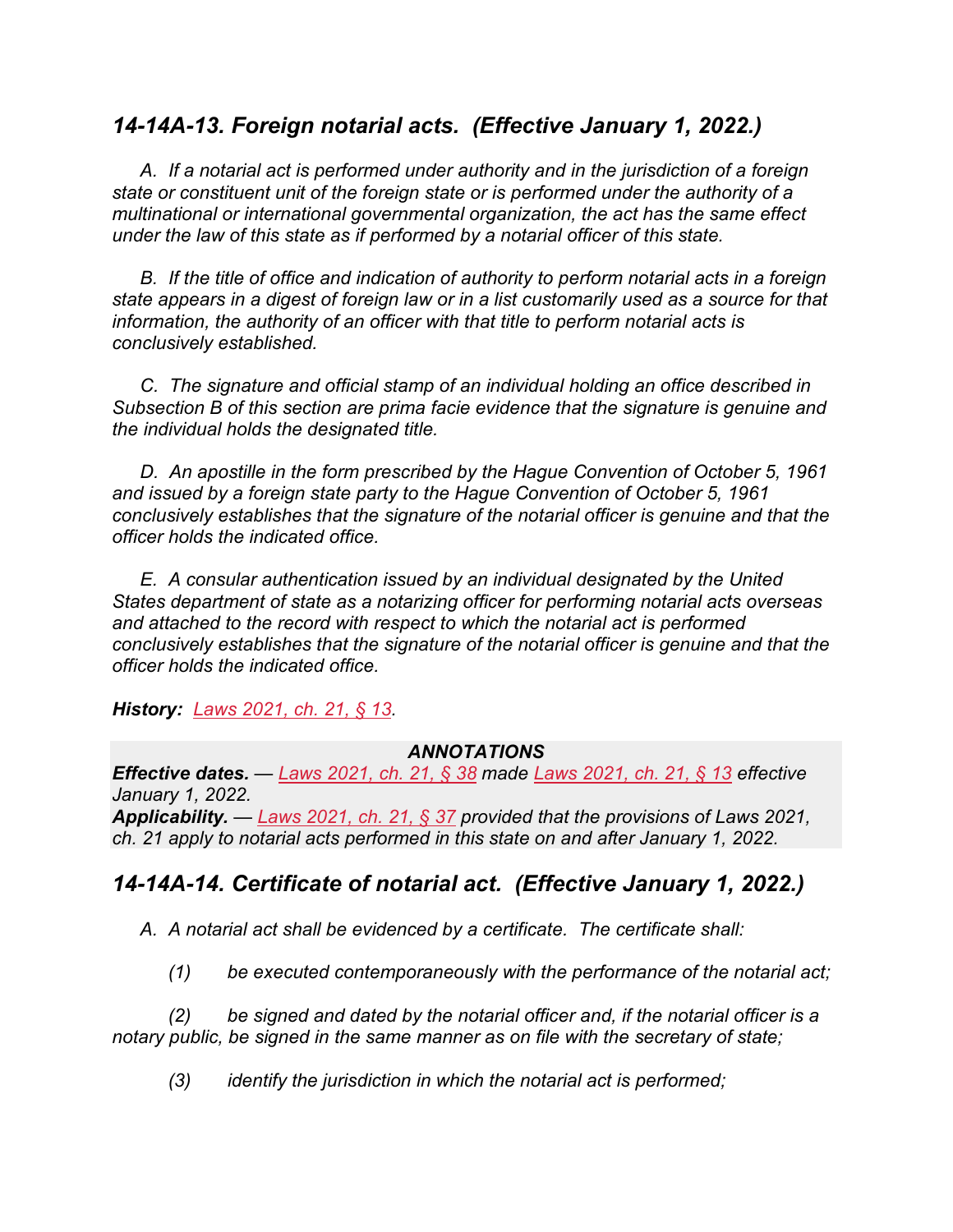## *14-14A-13. Foreign notarial acts. (Effective January 1, 2022.)*

*A. If a notarial act is performed under authority and in the jurisdiction of a foreign state or constituent unit of the foreign state or is performed under the authority of a multinational or international governmental organization, the act has the same effect under the law of this state as if performed by a notarial officer of this state.*

*B. If the title of office and indication of authority to perform notarial acts in a foreign state appears in a digest of foreign law or in a list customarily used as a source for that information, the authority of an officer with that title to perform notarial acts is conclusively established.*

*C. The signature and official stamp of an individual holding an office described in Subsection B of this section are prima facie evidence that the signature is genuine and the individual holds the designated title.*

*D. An apostille in the form prescribed by the Hague Convention of October 5, 1961 and issued by a foreign state party to the Hague Convention of October 5, 1961 conclusively establishes that the signature of the notarial officer is genuine and that the officer holds the indicated office.*

*E. A consular authentication issued by an individual designated by the United States department of state as a notarizing officer for performing notarial acts overseas and attached to the record with respect to which the notarial act is performed conclusively establishes that the signature of the notarial officer is genuine and that the officer holds the indicated office.*

***History:*** *Laws 2021, ch. 21, § 13.*

***ANNOTATIONS***

***Effective dates.*** *— Laws 2021, ch. 21, § 38 made Laws 2021, ch. 21, § 13 effective January 1, 2022.*

***Applicability.*** *— Laws 2021, ch. 21, § 37 provided that the provisions of Laws 2021, ch. 21 apply to notarial acts performed in this state on and after January 1, 2022.*

## *14-14A-14. Certificate of notarial act. (Effective January 1, 2022.)*

*A. A notarial act shall be evidenced by a certificate. The certificate shall:*

*(1) be executed contemporaneously with the performance of the notarial act;*

*(2) be signed and dated by the notarial officer and, if the notarial officer is a notary public, be signed in the same manner as on file with the secretary of state;*

*(3) identify the jurisdiction in which the notarial act is performed;*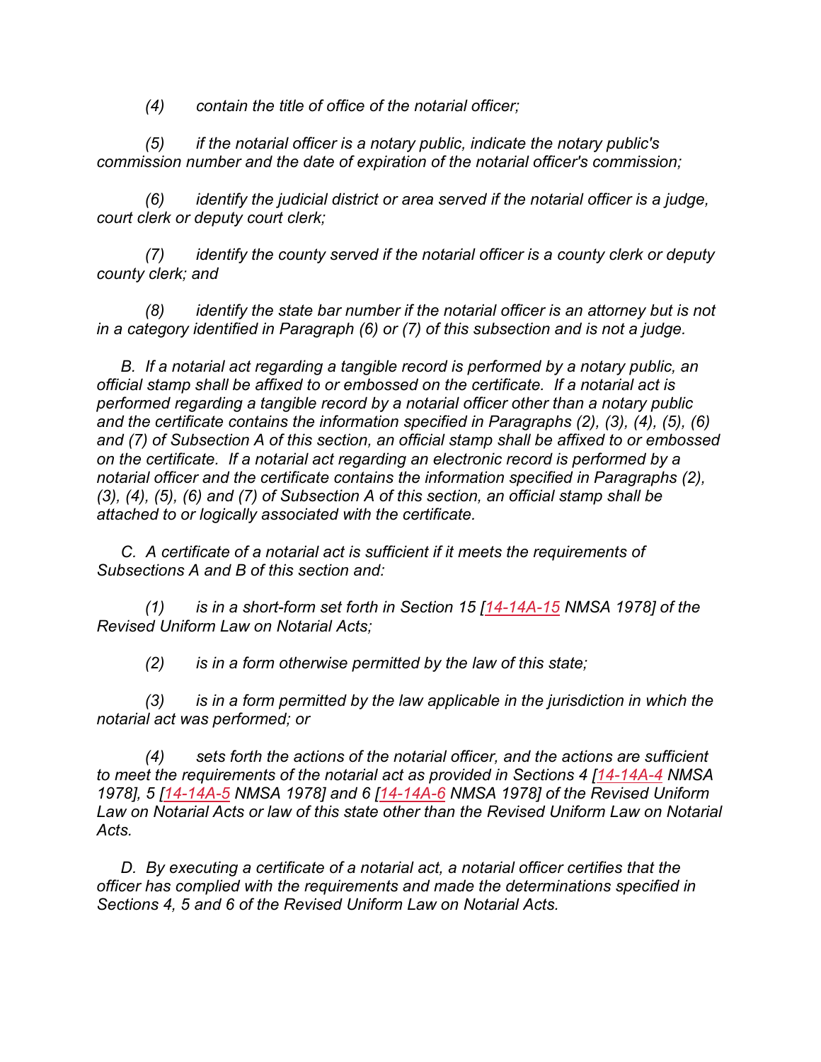*(4) contain the title of office of the notarial officer;*

*(5) if the notarial officer is a notary public, indicate the notary public's commission number and the date of expiration of the notarial officer's commission;*

*(6) identify the judicial district or area served if the notarial officer is a judge, court clerk or deputy court clerk;*

*(7) identify the county served if the notarial officer is a county clerk or deputy county clerk; and*

*(8) identify the state bar number if the notarial officer is an attorney but is not in a category identified in Paragraph (6) or (7) of this subsection and is not a judge.*

*B. If a notarial act regarding a tangible record is performed by a notary public, an official stamp shall be affixed to or embossed on the certificate. If a notarial act is performed regarding a tangible record by a notarial officer other than a notary public and the certificate contains the information specified in Paragraphs (2), (3), (4), (5), (6) and (7) of Subsection A of this section, an official stamp shall be affixed to or embossed on the certificate. If a notarial act regarding an electronic record is performed by a notarial officer and the certificate contains the information specified in Paragraphs (2), (3), (4), (5), (6) and (7) of Subsection A of this section, an official stamp shall be attached to or logically associated with the certificate.*

*C. A certificate of a notarial act is sufficient if it meets the requirements of Subsections A and B of this section and:*

*(1) is in a short-form set forth in Section 15 [14-14A-15 NMSA 1978] of the Revised Uniform Law on Notarial Acts;*

*(2) is in a form otherwise permitted by the law of this state;*

*(3) is in a form permitted by the law applicable in the jurisdiction in which the notarial act was performed; or*

*(4) sets forth the actions of the notarial officer, and the actions are sufficient to meet the requirements of the notarial act as provided in Sections 4 [14-14A-4 NMSA 1978], 5 [14-14A-5 NMSA 1978] and 6 [14-14A-6 NMSA 1978] of the Revised Uniform Law on Notarial Acts or law of this state other than the Revised Uniform Law on Notarial Acts.*

*D. By executing a certificate of a notarial act, a notarial officer certifies that the officer has complied with the requirements and made the determinations specified in Sections 4, 5 and 6 of the Revised Uniform Law on Notarial Acts.*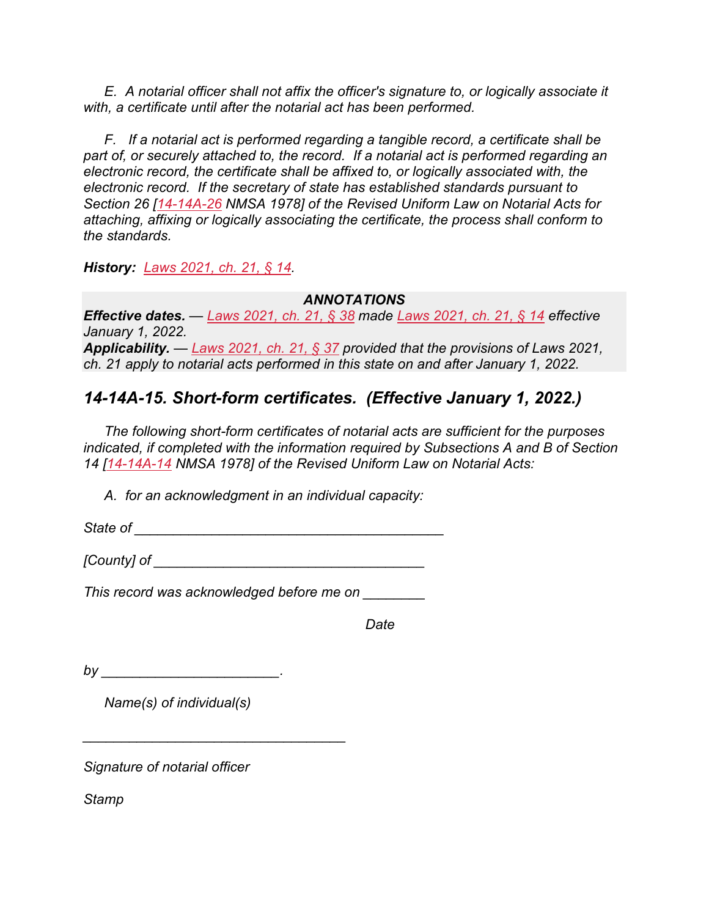*E. A notarial officer shall not affix the officer's signature to, or logically associate it with, a certificate until after the notarial act has been performed.*

*F. If a notarial act is performed regarding a tangible record, a certificate shall be part of, or securely attached to, the record. If a notarial act is performed regarding an electronic record, the certificate shall be affixed to, or logically associated with, the electronic record. If the secretary of state has established standards pursuant to Section 26 [14-14A-26 NMSA 1978] of the Revised Uniform Law on Notarial Acts for attaching, affixing or logically associating the certificate, the process shall conform to the standards.*

***History:*** *Laws 2021, ch. 21, § 14.*

**ANNOTATIONS**

***Effective dates.*** *— Laws 2021, ch. 21, § 38 made Laws 2021, ch. 21, § 14 effective January 1, 2022.*

***Applicability.*** *— Laws 2021, ch. 21, § 37 provided that the provisions of Laws 2021, ch. 21 apply to notarial acts performed in this state on and after January 1, 2022.*

## *14-14A-15. Short-form certificates. (Effective January 1, 2022.)*

*The following short-form certificates of notarial acts are sufficient for the purposes indicated, if completed with the information required by Subsections A and B of Section 14 [14-14A-14 NMSA 1978] of the Revised Uniform Law on Notarial Acts:*

*A. for an acknowledgment in an individual capacity:*

*State of ________________________________________*

*[County] of ___________________________________*

*This record was acknowledged before me on ________*

*Date*

*by _______________________.*

*Name(s) of individual(s)*

*__________________________________*

*Signature of notarial officer*

*Stamp*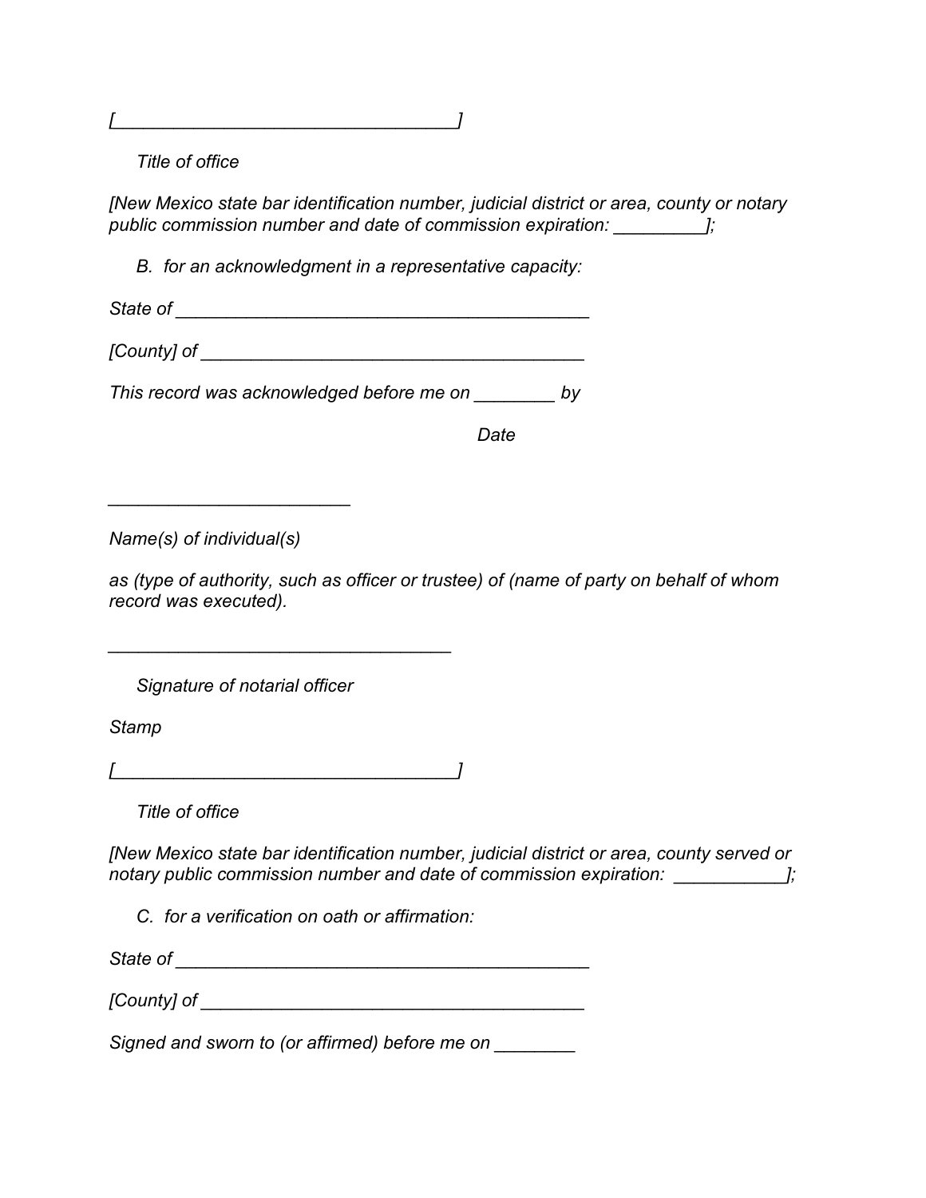*[__________________________________]*

*Title of office*

*[New Mexico state bar identification number, judicial district or area, county or notary public commission number and date of commission expiration: _________];*

*B. for an acknowledgment in a representative capacity:*

*State of _________________________________________*

*[County] of ______________________________________*

*This record was acknowledged before me on ________ by*

*Date*

*________________________*

*Name(s) of individual(s)*

*as (type of authority, such as officer or trustee) of (name of party on behalf of whom record was executed).*

*__________________________________*

*Signature of notarial officer*

*Stamp*

*[__________________________________]*

*Title of office*

*[New Mexico state bar identification number, judicial district or area, county served or notary public commission number and date of commission expiration: ___________];*

*C. for a verification on oath or affirmation:*

*State of _________________________________________*

*[County] of ______________________________________*

*Signed and sworn to (or affirmed) before me on ________*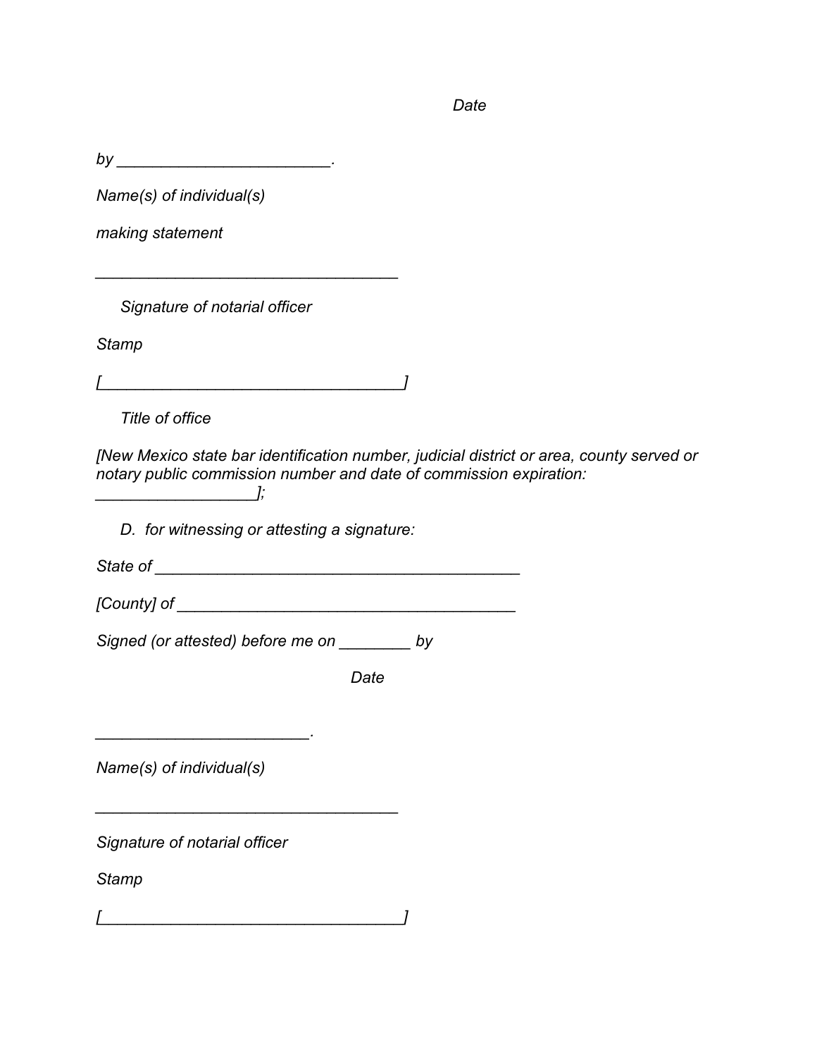*Date*

*by \_\_\_\_\_\_\_\_\_\_\_\_\_\_\_\_\_\_\_\_\_\_\_\_.*

*Name(s) of individual(s)*

*making statement*

*\_\_\_\_\_\_\_\_\_\_\_\_\_\_\_\_\_\_\_\_\_\_\_\_\_\_\_\_\_\_\_\_\_\_*

*Signature of notarial officer*

*Stamp*

*[\_\_\_\_\_\_\_\_\_\_\_\_\_\_\_\_\_\_\_\_\_\_\_\_\_\_\_\_\_\_\_\_\_\_]*

*Title of office*

*[New Mexico state bar identification number, judicial district or area, county served or notary public commission number and date of commission expiration: \_\_\_\_\_\_\_\_\_\_\_\_\_\_\_\_\_\_];*

*D. for witnessing or attesting a signature:*

*State of \_\_\_\_\_\_\_\_\_\_\_\_\_\_\_\_\_\_\_\_\_\_\_\_\_\_\_\_\_\_\_\_\_\_\_\_\_\_\_\_\_*

*[County] of \_\_\_\_\_\_\_\_\_\_\_\_\_\_\_\_\_\_\_\_\_\_\_\_\_\_\_\_\_\_\_\_\_\_\_\_\_\_*

*Signed (or attested) before me on \_\_\_\_\_\_\_\_ by*

*Date*

*\_\_\_\_\_\_\_\_\_\_\_\_\_\_\_\_\_\_\_\_\_\_\_\_.*

*Name(s) of individual(s)*

*\_\_\_\_\_\_\_\_\_\_\_\_\_\_\_\_\_\_\_\_\_\_\_\_\_\_\_\_\_\_\_\_\_\_*

*Signature of notarial officer*

*Stamp*

*[\_\_\_\_\_\_\_\_\_\_\_\_\_\_\_\_\_\_\_\_\_\_\_\_\_\_\_\_\_\_\_\_\_\_]*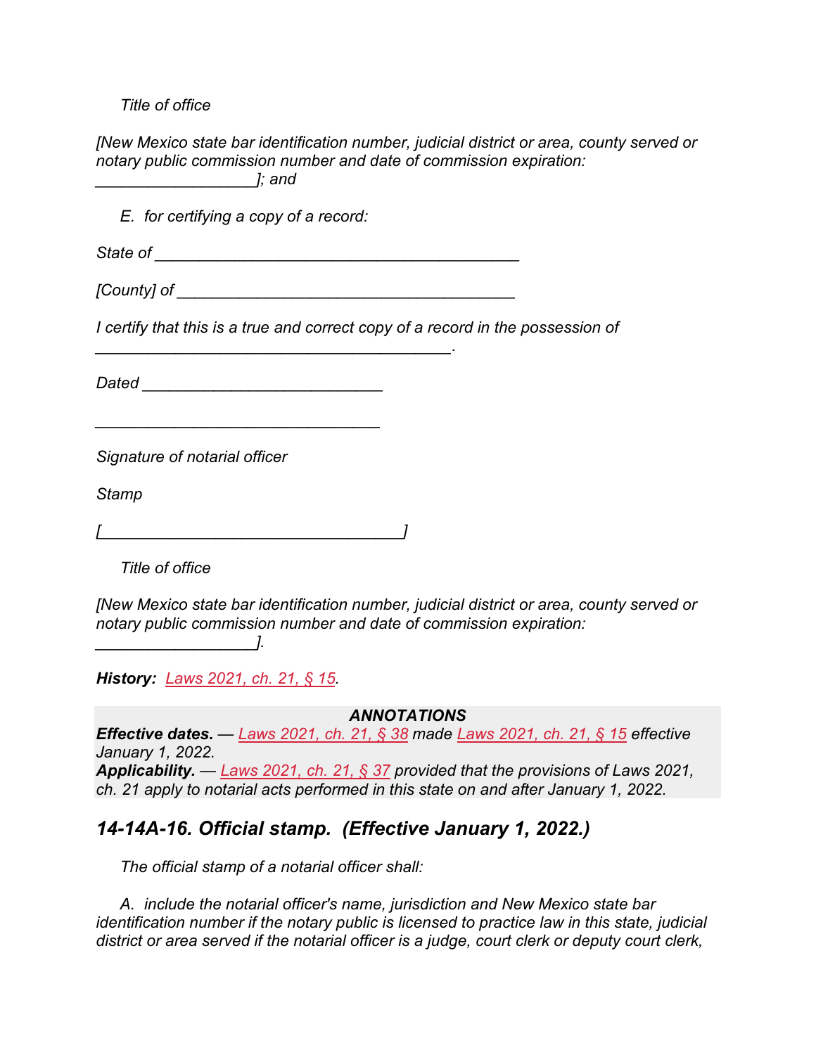*Title of office*

*[New Mexico state bar identification number, judicial district or area, county served or notary public commission number and date of commission expiration: __________________]; and*

*E. for certifying a copy of a record:*

*State of ________________________________________*

*[County] of _____________________________________*

*I certify that this is a true and correct copy of a record in the possession of _______________________________________.*

*Dated __________________________*

*_______________________________*

*Signature of notarial officer*

*Stamp*

*[__________________________________]*

*Title of office*

*[New Mexico state bar identification number, judicial district or area, county served or notary public commission number and date of commission expiration: __________________].*

***History:*** *Laws 2021, ch. 21, § 15.*

***ANNOTATIONS***

***Effective dates.*** *— Laws 2021, ch. 21, § 38 made Laws 2021, ch. 21, § 15 effective January 1, 2022.*

***Applicability.*** *— Laws 2021, ch. 21, § 37 provided that the provisions of Laws 2021, ch. 21 apply to notarial acts performed in this state on and after January 1, 2022.*

## *14-14A-16. Official stamp. (Effective January 1, 2022.)*

*The official stamp of a notarial officer shall:*

*A. include the notarial officer's name, jurisdiction and New Mexico state bar identification number if the notary public is licensed to practice law in this state, judicial district or area served if the notarial officer is a judge, court clerk or deputy court clerk,*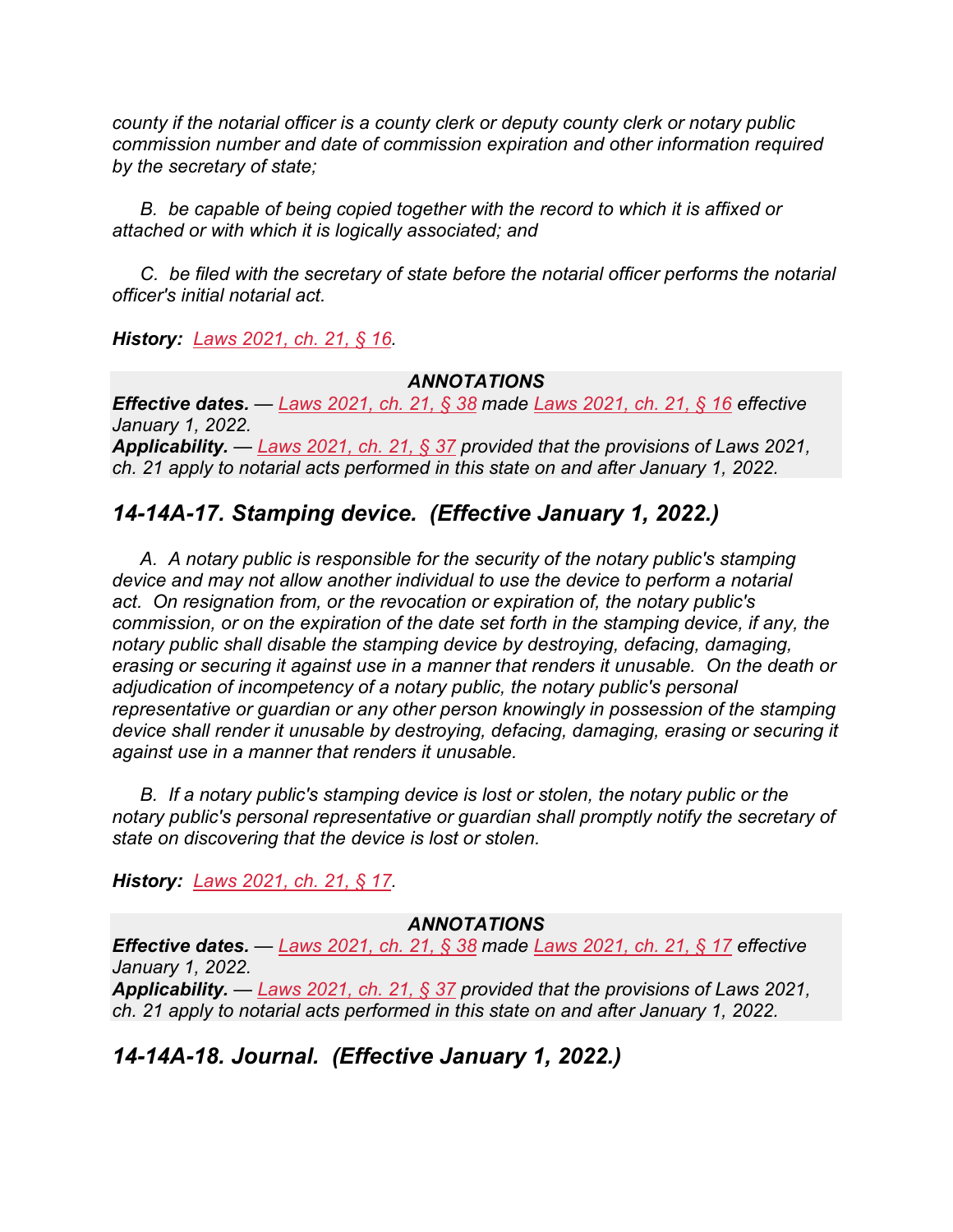*county if the notarial officer is a county clerk or deputy county clerk or notary public commission number and date of commission expiration and other information required by the secretary of state;*

*B. be capable of being copied together with the record to which it is affixed or attached or with which it is logically associated; and*

*C. be filed with the secretary of state before the notarial officer performs the notarial officer's initial notarial act.*

***History:*** *Laws 2021, ch. 21, § 16.*

**ANNOTATIONS**

***Effective dates.*** *— Laws 2021, ch. 21, § 38 made Laws 2021, ch. 21, § 16 effective January 1, 2022.*
***Applicability.*** *— Laws 2021, ch. 21, § 37 provided that the provisions of Laws 2021, ch. 21 apply to notarial acts performed in this state on and after January 1, 2022.*

## *14-14A-17. Stamping device. (Effective January 1, 2022.)*

*A. A notary public is responsible for the security of the notary public's stamping device and may not allow another individual to use the device to perform a notarial act. On resignation from, or the revocation or expiration of, the notary public's commission, or on the expiration of the date set forth in the stamping device, if any, the notary public shall disable the stamping device by destroying, defacing, damaging, erasing or securing it against use in a manner that renders it unusable. On the death or adjudication of incompetency of a notary public, the notary public's personal representative or guardian or any other person knowingly in possession of the stamping device shall render it unusable by destroying, defacing, damaging, erasing or securing it against use in a manner that renders it unusable.*

*B. If a notary public's stamping device is lost or stolen, the notary public or the notary public's personal representative or guardian shall promptly notify the secretary of state on discovering that the device is lost or stolen.*

***History:*** *Laws 2021, ch. 21, § 17.*

**ANNOTATIONS**

***Effective dates.*** *— Laws 2021, ch. 21, § 38 made Laws 2021, ch. 21, § 17 effective January 1, 2022.*
***Applicability.*** *— Laws 2021, ch. 21, § 37 provided that the provisions of Laws 2021, ch. 21 apply to notarial acts performed in this state on and after January 1, 2022.*

## *14-14A-18. Journal. (Effective January 1, 2022.)*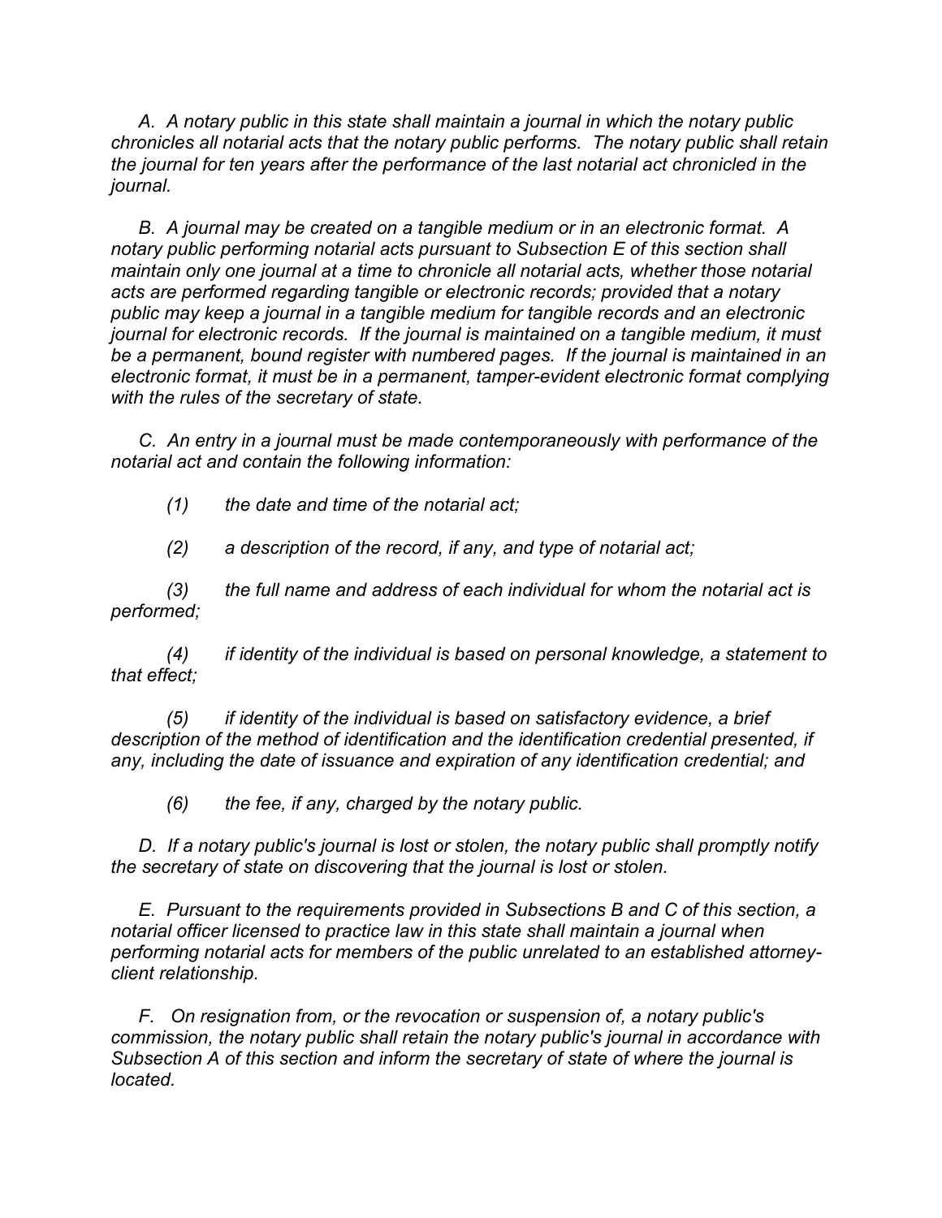*A. A notary public in this state shall maintain a journal in which the notary public chronicles all notarial acts that the notary public performs. The notary public shall retain the journal for ten years after the performance of the last notarial act chronicled in the journal.*

*B. A journal may be created on a tangible medium or in an electronic format. A notary public performing notarial acts pursuant to Subsection E of this section shall maintain only one journal at a time to chronicle all notarial acts, whether those notarial acts are performed regarding tangible or electronic records; provided that a notary public may keep a journal in a tangible medium for tangible records and an electronic journal for electronic records. If the journal is maintained on a tangible medium, it must be a permanent, bound register with numbered pages. If the journal is maintained in an electronic format, it must be in a permanent, tamper-evident electronic format complying with the rules of the secretary of state.*

*C. An entry in a journal must be made contemporaneously with performance of the notarial act and contain the following information:*

*(1) the date and time of the notarial act;*

*(2) a description of the record, if any, and type of notarial act;*

*(3) the full name and address of each individual for whom the notarial act is performed;*

*(4) if identity of the individual is based on personal knowledge, a statement to that effect;*

*(5) if identity of the individual is based on satisfactory evidence, a brief description of the method of identification and the identification credential presented, if any, including the date of issuance and expiration of any identification credential; and*

*(6) the fee, if any, charged by the notary public.*

*D. If a notary public's journal is lost or stolen, the notary public shall promptly notify the secretary of state on discovering that the journal is lost or stolen.*

*E. Pursuant to the requirements provided in Subsections B and C of this section, a notarial officer licensed to practice law in this state shall maintain a journal when performing notarial acts for members of the public unrelated to an established attorney-client relationship.*

*F. On resignation from, or the revocation or suspension of, a notary public's commission, the notary public shall retain the notary public's journal in accordance with Subsection A of this section and inform the secretary of state of where the journal is located.*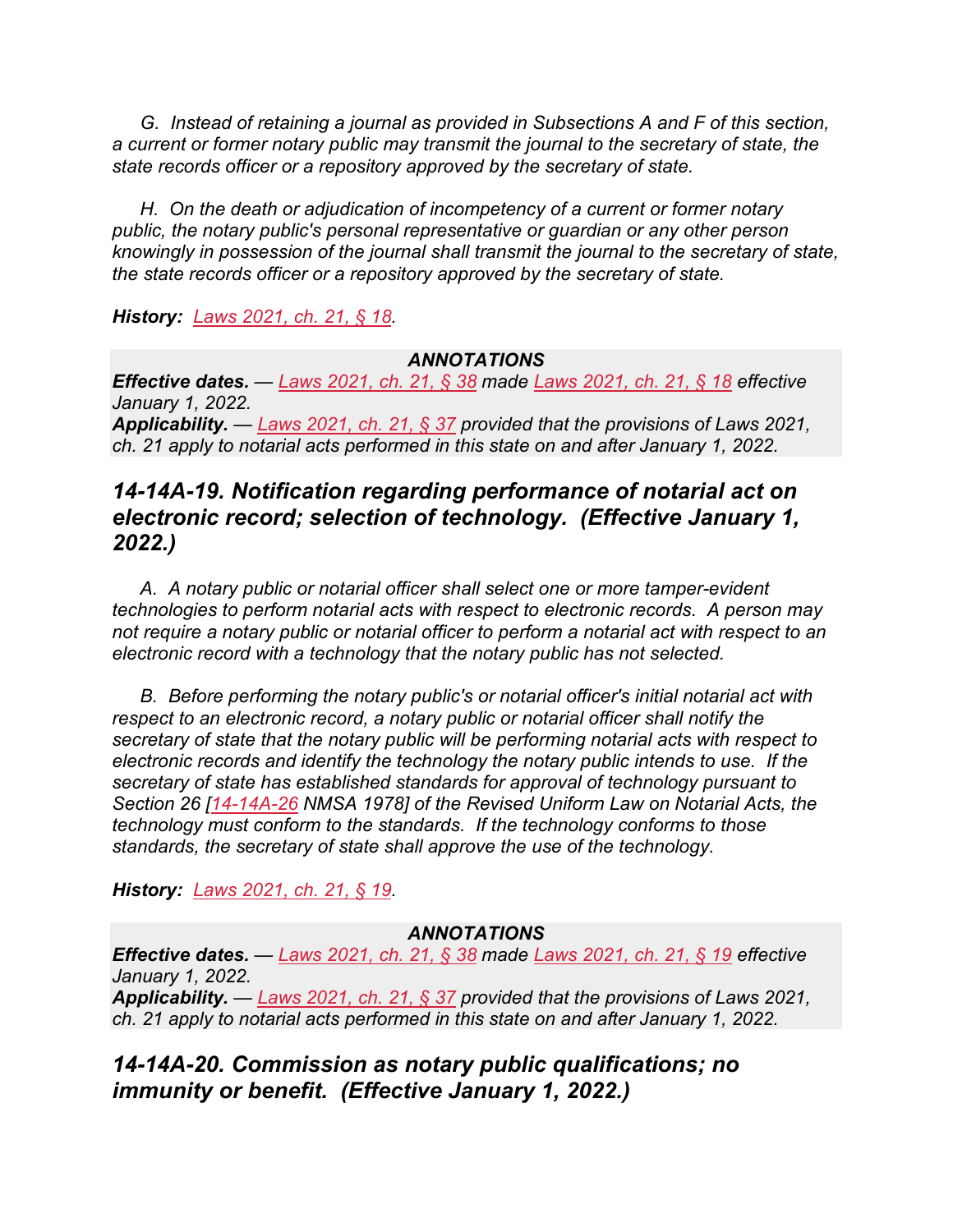*G. Instead of retaining a journal as provided in Subsections A and F of this section, a current or former notary public may transmit the journal to the secretary of state, the state records officer or a repository approved by the secretary of state.*

*H. On the death or adjudication of incompetency of a current or former notary public, the notary public's personal representative or guardian or any other person knowingly in possession of the journal shall transmit the journal to the secretary of state, the state records officer or a repository approved by the secretary of state.*

***History:*** *Laws 2021, ch. 21, § 18.*

***ANNOTATIONS***

***Effective dates.*** *— Laws 2021, ch. 21, § 38 made Laws 2021, ch. 21, § 18 effective January 1, 2022.*

***Applicability.*** *— Laws 2021, ch. 21, § 37 provided that the provisions of Laws 2021, ch. 21 apply to notarial acts performed in this state on and after January 1, 2022.*

## *14-14A-19. Notification regarding performance of notarial act on electronic record; selection of technology. (Effective January 1, 2022.)*

*A. A notary public or notarial officer shall select one or more tamper-evident technologies to perform notarial acts with respect to electronic records. A person may not require a notary public or notarial officer to perform a notarial act with respect to an electronic record with a technology that the notary public has not selected.*

*B. Before performing the notary public's or notarial officer's initial notarial act with respect to an electronic record, a notary public or notarial officer shall notify the secretary of state that the notary public will be performing notarial acts with respect to electronic records and identify the technology the notary public intends to use. If the secretary of state has established standards for approval of technology pursuant to Section 26 [14-14A-26 NMSA 1978] of the Revised Uniform Law on Notarial Acts, the technology must conform to the standards. If the technology conforms to those standards, the secretary of state shall approve the use of the technology.*

***History:*** *Laws 2021, ch. 21, § 19.*

***ANNOTATIONS***

***Effective dates.*** *— Laws 2021, ch. 21, § 38 made Laws 2021, ch. 21, § 19 effective January 1, 2022.*

***Applicability.*** *— Laws 2021, ch. 21, § 37 provided that the provisions of Laws 2021, ch. 21 apply to notarial acts performed in this state on and after January 1, 2022.*

## *14-14A-20. Commission as notary public qualifications; no immunity or benefit. (Effective January 1, 2022.)*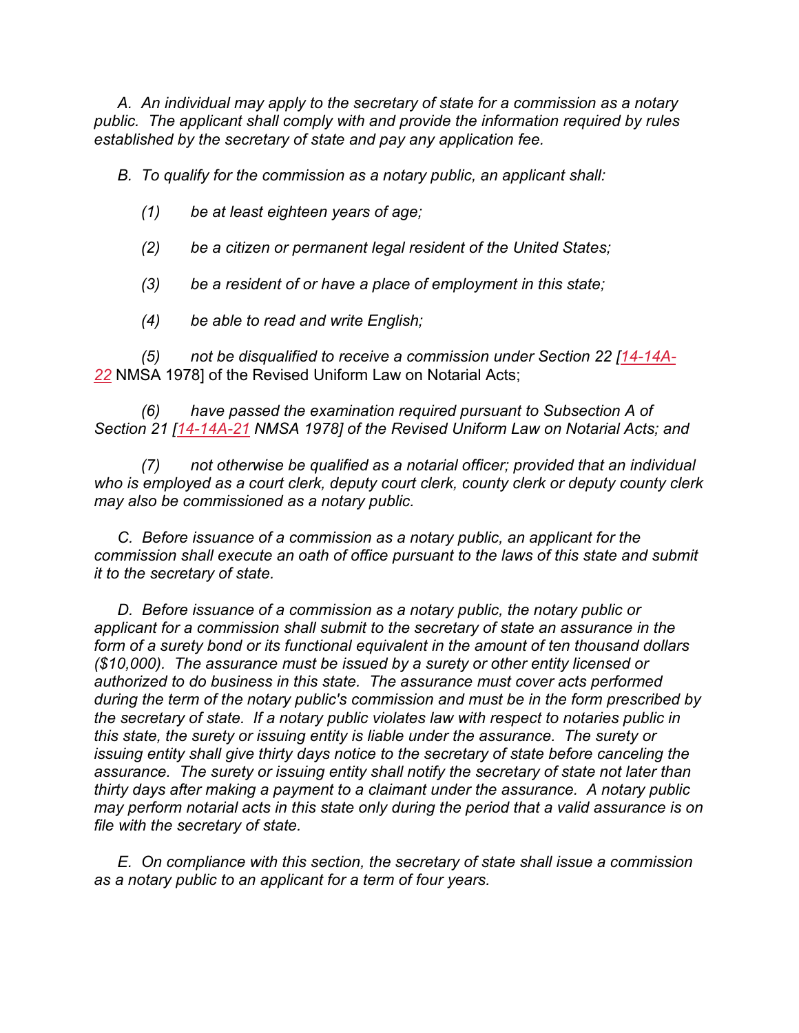*A. An individual may apply to the secretary of state for a commission as a notary public. The applicant shall comply with and provide the information required by rules established by the secretary of state and pay any application fee.*

*B. To qualify for the commission as a notary public, an applicant shall:*

*(1) be at least eighteen years of age;*

*(2) be a citizen or permanent legal resident of the United States;*

*(3) be a resident of or have a place of employment in this state;*

*(4) be able to read and write English;*

*(5) not be disqualified to receive a commission under Section 22 [14-14A-22* NMSA 1978] of the Revised Uniform Law on Notarial Acts;

*(6) have passed the examination required pursuant to Subsection A of Section 21 [14-14A-21 NMSA 1978] of the Revised Uniform Law on Notarial Acts; and*

*(7) not otherwise be qualified as a notarial officer; provided that an individual who is employed as a court clerk, deputy court clerk, county clerk or deputy county clerk may also be commissioned as a notary public.*

*C. Before issuance of a commission as a notary public, an applicant for the commission shall execute an oath of office pursuant to the laws of this state and submit it to the secretary of state.*

*D. Before issuance of a commission as a notary public, the notary public or applicant for a commission shall submit to the secretary of state an assurance in the form of a surety bond or its functional equivalent in the amount of ten thousand dollars ($10,000). The assurance must be issued by a surety or other entity licensed or authorized to do business in this state. The assurance must cover acts performed during the term of the notary public's commission and must be in the form prescribed by the secretary of state. If a notary public violates law with respect to notaries public in this state, the surety or issuing entity is liable under the assurance. The surety or issuing entity shall give thirty days notice to the secretary of state before canceling the assurance. The surety or issuing entity shall notify the secretary of state not later than thirty days after making a payment to a claimant under the assurance. A notary public may perform notarial acts in this state only during the period that a valid assurance is on file with the secretary of state.*

*E. On compliance with this section, the secretary of state shall issue a commission as a notary public to an applicant for a term of four years.*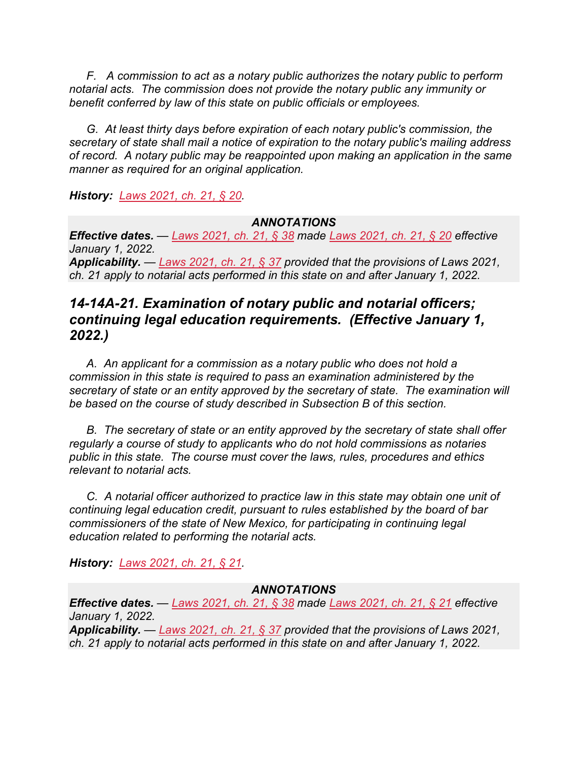*F. A commission to act as a notary public authorizes the notary public to perform notarial acts. The commission does not provide the notary public any immunity or benefit conferred by law of this state on public officials or employees.*

*G. At least thirty days before expiration of each notary public's commission, the secretary of state shall mail a notice of expiration to the notary public's mailing address of record. A notary public may be reappointed upon making an application in the same manner as required for an original application.*

***History:*** *Laws 2021, ch. 21, § 20.*

***ANNOTATIONS***

***Effective dates.*** *— Laws 2021, ch. 21, § 38 made Laws 2021, ch. 21, § 20 effective January 1, 2022.*

***Applicability.*** *— Laws 2021, ch. 21, § 37 provided that the provisions of Laws 2021, ch. 21 apply to notarial acts performed in this state on and after January 1, 2022.*

## *14-14A-21. Examination of notary public and notarial officers; continuing legal education requirements. (Effective January 1, 2022.)*

*A. An applicant for a commission as a notary public who does not hold a commission in this state is required to pass an examination administered by the secretary of state or an entity approved by the secretary of state. The examination will be based on the course of study described in Subsection B of this section.*

*B. The secretary of state or an entity approved by the secretary of state shall offer regularly a course of study to applicants who do not hold commissions as notaries public in this state. The course must cover the laws, rules, procedures and ethics relevant to notarial acts.*

*C. A notarial officer authorized to practice law in this state may obtain one unit of continuing legal education credit, pursuant to rules established by the board of bar commissioners of the state of New Mexico, for participating in continuing legal education related to performing the notarial acts.*

***History:*** *Laws 2021, ch. 21, § 21.*

***ANNOTATIONS***

***Effective dates.*** *— Laws 2021, ch. 21, § 38 made Laws 2021, ch. 21, § 21 effective January 1, 2022.*

***Applicability.*** *— Laws 2021, ch. 21, § 37 provided that the provisions of Laws 2021, ch. 21 apply to notarial acts performed in this state on and after January 1, 2022.*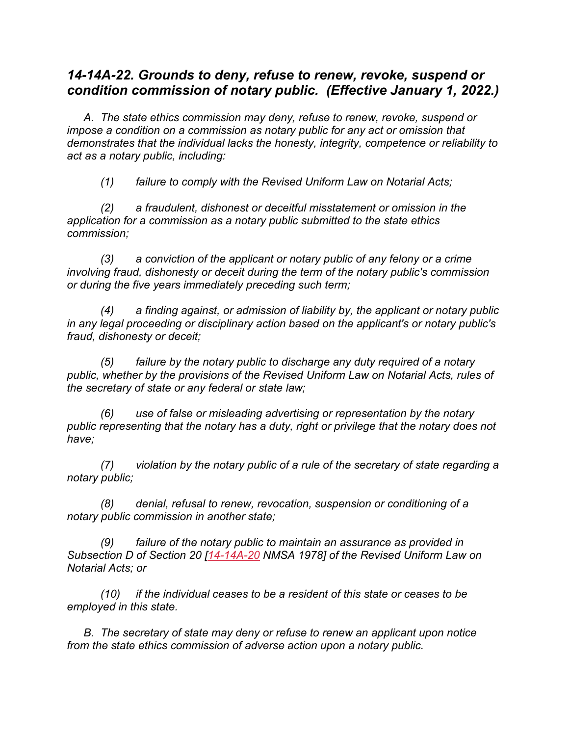## *14-14A-22. Grounds to deny, refuse to renew, revoke, suspend or condition commission of notary public. (Effective January 1, 2022.)*

*A. The state ethics commission may deny, refuse to renew, revoke, suspend or impose a condition on a commission as notary public for any act or omission that demonstrates that the individual lacks the honesty, integrity, competence or reliability to act as a notary public, including:*

*(1) failure to comply with the Revised Uniform Law on Notarial Acts;*

*(2) a fraudulent, dishonest or deceitful misstatement or omission in the application for a commission as a notary public submitted to the state ethics commission;*

*(3) a conviction of the applicant or notary public of any felony or a crime involving fraud, dishonesty or deceit during the term of the notary public's commission or during the five years immediately preceding such term;*

*(4) a finding against, or admission of liability by, the applicant or notary public in any legal proceeding or disciplinary action based on the applicant's or notary public's fraud, dishonesty or deceit;*

*(5) failure by the notary public to discharge any duty required of a notary public, whether by the provisions of the Revised Uniform Law on Notarial Acts, rules of the secretary of state or any federal or state law;*

*(6) use of false or misleading advertising or representation by the notary public representing that the notary has a duty, right or privilege that the notary does not have;*

*(7) violation by the notary public of a rule of the secretary of state regarding a notary public;*

*(8) denial, refusal to renew, revocation, suspension or conditioning of a notary public commission in another state;*

*(9) failure of the notary public to maintain an assurance as provided in Subsection D of Section 20 [14-14A-20 NMSA 1978] of the Revised Uniform Law on Notarial Acts; or*

*(10) if the individual ceases to be a resident of this state or ceases to be employed in this state.*

*B. The secretary of state may deny or refuse to renew an applicant upon notice from the state ethics commission of adverse action upon a notary public.*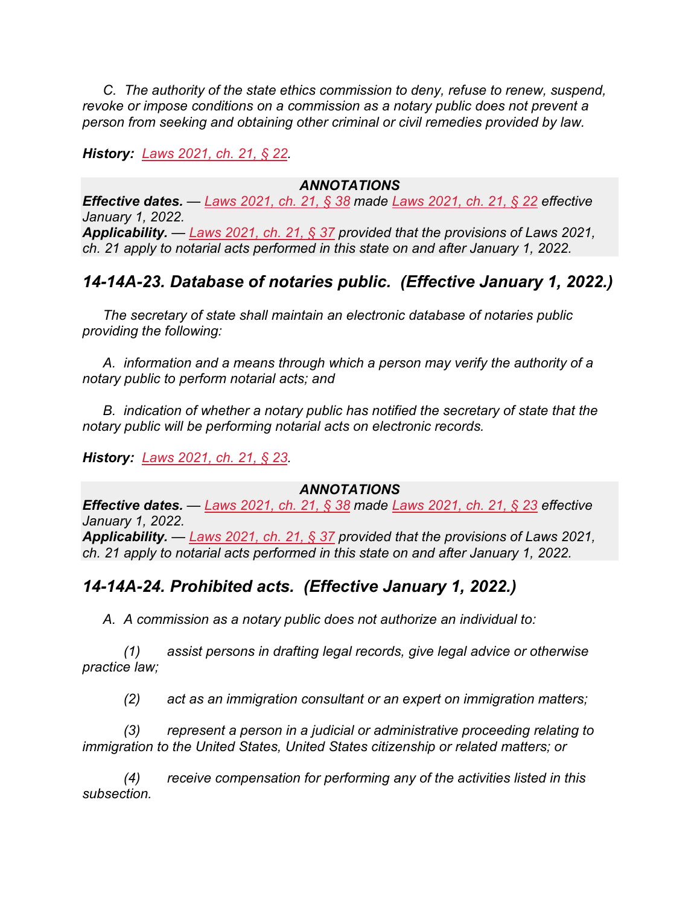*C. The authority of the state ethics commission to deny, refuse to renew, suspend, revoke or impose conditions on a commission as a notary public does not prevent a person from seeking and obtaining other criminal or civil remedies provided by law.*

***History:*** *Laws 2021, ch. 21, § 22.*

***ANNOTATIONS***

***Effective dates.*** *— Laws 2021, ch. 21, § 38 made Laws 2021, ch. 21, § 22 effective January 1, 2022.*

***Applicability.*** *— Laws 2021, ch. 21, § 37 provided that the provisions of Laws 2021, ch. 21 apply to notarial acts performed in this state on and after January 1, 2022.*

## *14-14A-23. Database of notaries public. (Effective January 1, 2022.)*

*The secretary of state shall maintain an electronic database of notaries public providing the following:*

*A. information and a means through which a person may verify the authority of a notary public to perform notarial acts; and*

*B. indication of whether a notary public has notified the secretary of state that the notary public will be performing notarial acts on electronic records.*

***History:*** *Laws 2021, ch. 21, § 23.*

***ANNOTATIONS***

***Effective dates.*** *— Laws 2021, ch. 21, § 38 made Laws 2021, ch. 21, § 23 effective January 1, 2022.*

***Applicability.*** *— Laws 2021, ch. 21, § 37 provided that the provisions of Laws 2021, ch. 21 apply to notarial acts performed in this state on and after January 1, 2022.*

## *14-14A-24. Prohibited acts. (Effective January 1, 2022.)*

*A. A commission as a notary public does not authorize an individual to:*

*(1) assist persons in drafting legal records, give legal advice or otherwise practice law;*

*(2) act as an immigration consultant or an expert on immigration matters;*

*(3) represent a person in a judicial or administrative proceeding relating to immigration to the United States, United States citizenship or related matters; or*

*(4) receive compensation for performing any of the activities listed in this subsection.*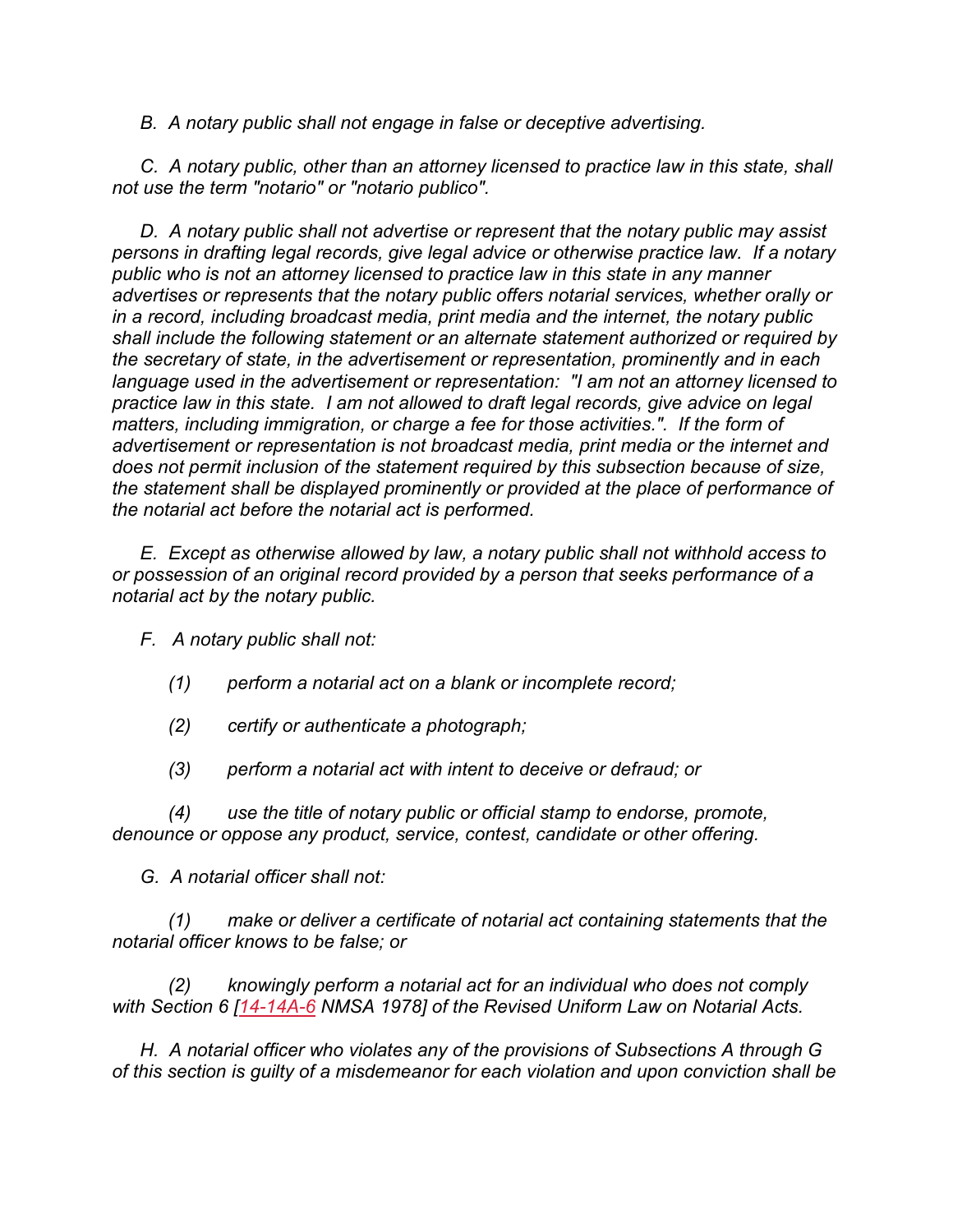*B. A notary public shall not engage in false or deceptive advertising.*

*C. A notary public, other than an attorney licensed to practice law in this state, shall not use the term "notario" or "notario publico".*

*D. A notary public shall not advertise or represent that the notary public may assist persons in drafting legal records, give legal advice or otherwise practice law. If a notary public who is not an attorney licensed to practice law in this state in any manner advertises or represents that the notary public offers notarial services, whether orally or in a record, including broadcast media, print media and the internet, the notary public shall include the following statement or an alternate statement authorized or required by the secretary of state, in the advertisement or representation, prominently and in each language used in the advertisement or representation: "I am not an attorney licensed to practice law in this state. I am not allowed to draft legal records, give advice on legal matters, including immigration, or charge a fee for those activities.". If the form of advertisement or representation is not broadcast media, print media or the internet and does not permit inclusion of the statement required by this subsection because of size, the statement shall be displayed prominently or provided at the place of performance of the notarial act before the notarial act is performed.*

*E. Except as otherwise allowed by law, a notary public shall not withhold access to or possession of an original record provided by a person that seeks performance of a notarial act by the notary public.*

*F. A notary public shall not:*

*(1) perform a notarial act on a blank or incomplete record;*

*(2) certify or authenticate a photograph;*

*(3) perform a notarial act with intent to deceive or defraud; or*

*(4) use the title of notary public or official stamp to endorse, promote, denounce or oppose any product, service, contest, candidate or other offering.*

*G. A notarial officer shall not:*

*(1) make or deliver a certificate of notarial act containing statements that the notarial officer knows to be false; or*

*(2) knowingly perform a notarial act for an individual who does not comply with Section 6 [14-14A-6 NMSA 1978] of the Revised Uniform Law on Notarial Acts.*

*H. A notarial officer who violates any of the provisions of Subsections A through G of this section is guilty of a misdemeanor for each violation and upon conviction shall be*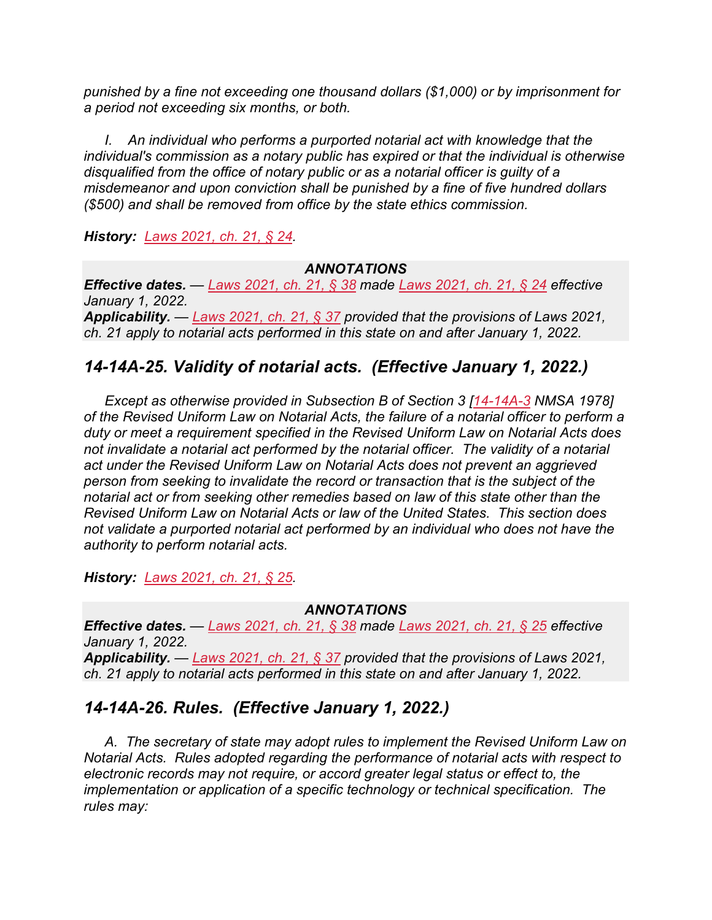*punished by a fine not exceeding one thousand dollars ($1,000) or by imprisonment for a period not exceeding six months, or both.*

*I. An individual who performs a purported notarial act with knowledge that the individual's commission as a notary public has expired or that the individual is otherwise disqualified from the office of notary public or as a notarial officer is guilty of a misdemeanor and upon conviction shall be punished by a fine of five hundred dollars ($500) and shall be removed from office by the state ethics commission.*

***History:*** *Laws 2021, ch. 21, § 24.*

***ANNOTATIONS***

***Effective dates.*** *— Laws 2021, ch. 21, § 38 made Laws 2021, ch. 21, § 24 effective January 1, 2022.*

***Applicability.*** *— Laws 2021, ch. 21, § 37 provided that the provisions of Laws 2021, ch. 21 apply to notarial acts performed in this state on and after January 1, 2022.*

## *14-14A-25. Validity of notarial acts. (Effective January 1, 2022.)*

*Except as otherwise provided in Subsection B of Section 3 [14-14A-3 NMSA 1978] of the Revised Uniform Law on Notarial Acts, the failure of a notarial officer to perform a duty or meet a requirement specified in the Revised Uniform Law on Notarial Acts does not invalidate a notarial act performed by the notarial officer. The validity of a notarial act under the Revised Uniform Law on Notarial Acts does not prevent an aggrieved person from seeking to invalidate the record or transaction that is the subject of the notarial act or from seeking other remedies based on law of this state other than the Revised Uniform Law on Notarial Acts or law of the United States. This section does not validate a purported notarial act performed by an individual who does not have the authority to perform notarial acts.*

***History:*** *Laws 2021, ch. 21, § 25.*

***ANNOTATIONS***

***Effective dates.*** *— Laws 2021, ch. 21, § 38 made Laws 2021, ch. 21, § 25 effective January 1, 2022.*

***Applicability.*** *— Laws 2021, ch. 21, § 37 provided that the provisions of Laws 2021, ch. 21 apply to notarial acts performed in this state on and after January 1, 2022.*

## *14-14A-26. Rules. (Effective January 1, 2022.)*

*A. The secretary of state may adopt rules to implement the Revised Uniform Law on Notarial Acts. Rules adopted regarding the performance of notarial acts with respect to electronic records may not require, or accord greater legal status or effect to, the implementation or application of a specific technology or technical specification. The rules may:*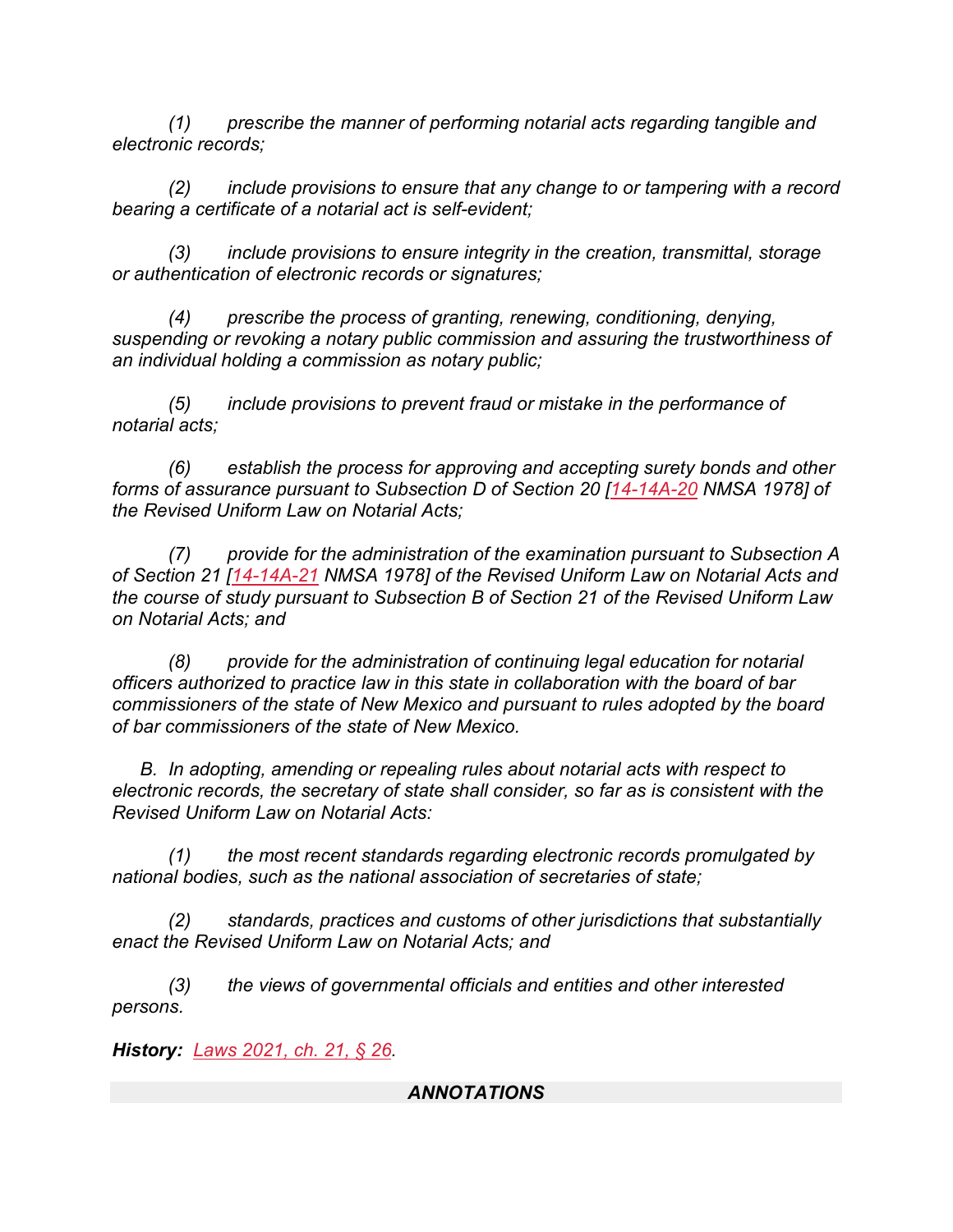*(1) prescribe the manner of performing notarial acts regarding tangible and electronic records;*

*(2) include provisions to ensure that any change to or tampering with a record bearing a certificate of a notarial act is self-evident;*

*(3) include provisions to ensure integrity in the creation, transmittal, storage or authentication of electronic records or signatures;*

*(4) prescribe the process of granting, renewing, conditioning, denying, suspending or revoking a notary public commission and assuring the trustworthiness of an individual holding a commission as notary public;*

*(5) include provisions to prevent fraud or mistake in the performance of notarial acts;*

*(6) establish the process for approving and accepting surety bonds and other forms of assurance pursuant to Subsection D of Section 20 [14-14A-20 NMSA 1978] of the Revised Uniform Law on Notarial Acts;*

*(7) provide for the administration of the examination pursuant to Subsection A of Section 21 [14-14A-21 NMSA 1978] of the Revised Uniform Law on Notarial Acts and the course of study pursuant to Subsection B of Section 21 of the Revised Uniform Law on Notarial Acts; and*

*(8) provide for the administration of continuing legal education for notarial officers authorized to practice law in this state in collaboration with the board of bar commissioners of the state of New Mexico and pursuant to rules adopted by the board of bar commissioners of the state of New Mexico.*

*B. In adopting, amending or repealing rules about notarial acts with respect to electronic records, the secretary of state shall consider, so far as is consistent with the Revised Uniform Law on Notarial Acts:*

*(1) the most recent standards regarding electronic records promulgated by national bodies, such as the national association of secretaries of state;*

*(2) standards, practices and customs of other jurisdictions that substantially enact the Revised Uniform Law on Notarial Acts; and*

*(3) the views of governmental officials and entities and other interested persons.*

***History:*** *Laws 2021, ch. 21, § 26.*

## *ANNOTATIONS*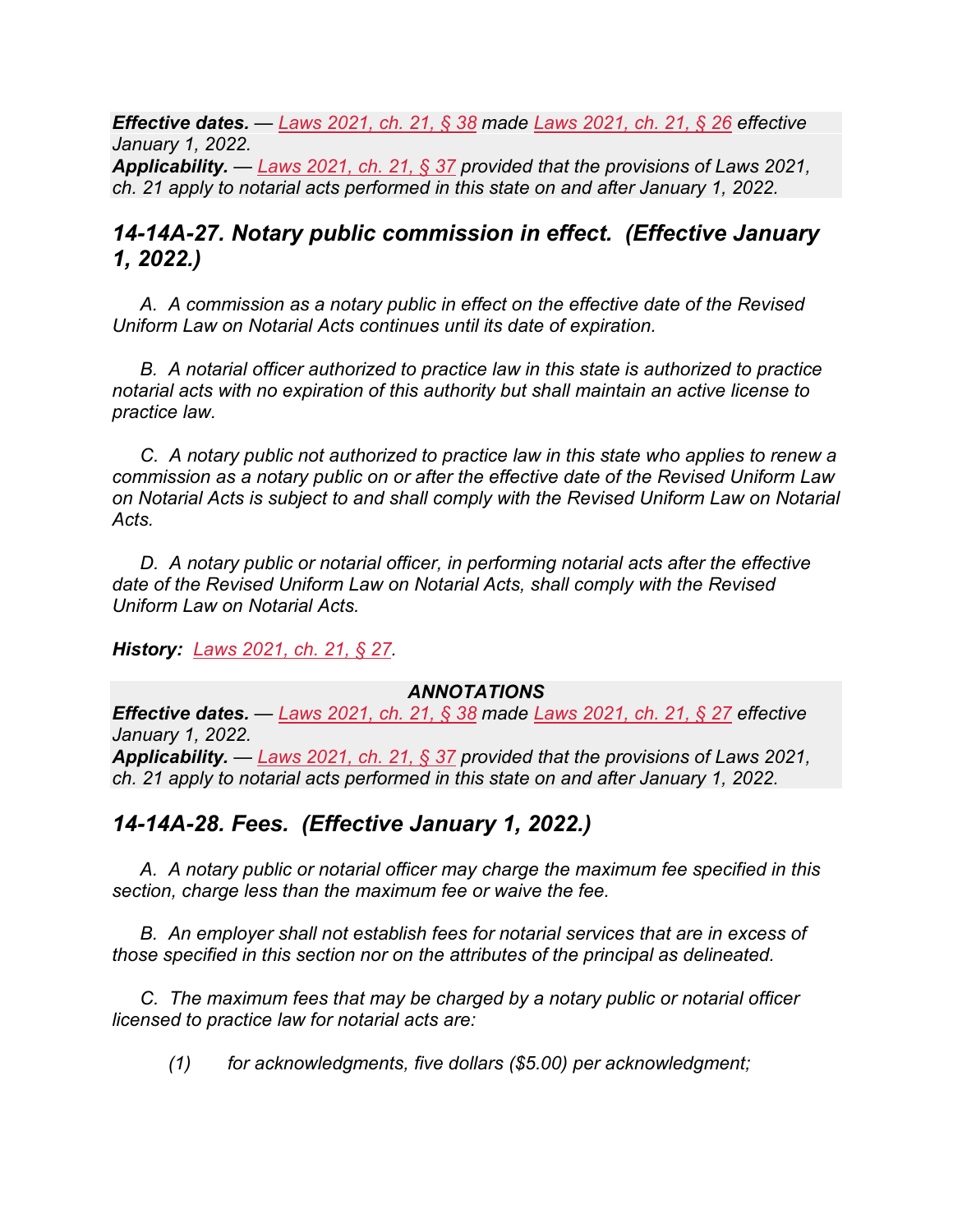***Effective dates.*** — *Laws 2021, ch. 21, § 38 made Laws 2021, ch. 21, § 26 effective January 1, 2022.*
***Applicability.*** — *Laws 2021, ch. 21, § 37 provided that the provisions of Laws 2021, ch. 21 apply to notarial acts performed in this state on and after January 1, 2022.*

## *14-14A-27. Notary public commission in effect. (Effective January 1, 2022.)*

*A. A commission as a notary public in effect on the effective date of the Revised Uniform Law on Notarial Acts continues until its date of expiration.*

*B. A notarial officer authorized to practice law in this state is authorized to practice notarial acts with no expiration of this authority but shall maintain an active license to practice law.*

*C. A notary public not authorized to practice law in this state who applies to renew a commission as a notary public on or after the effective date of the Revised Uniform Law on Notarial Acts is subject to and shall comply with the Revised Uniform Law on Notarial Acts.*

*D. A notary public or notarial officer, in performing notarial acts after the effective date of the Revised Uniform Law on Notarial Acts, shall comply with the Revised Uniform Law on Notarial Acts.*

***History:*** *Laws 2021, ch. 21, § 27.*

***ANNOTATIONS***

***Effective dates.*** — *Laws 2021, ch. 21, § 38 made Laws 2021, ch. 21, § 27 effective January 1, 2022.*
***Applicability.*** — *Laws 2021, ch. 21, § 37 provided that the provisions of Laws 2021, ch. 21 apply to notarial acts performed in this state on and after January 1, 2022.*

## *14-14A-28. Fees. (Effective January 1, 2022.)*

*A. A notary public or notarial officer may charge the maximum fee specified in this section, charge less than the maximum fee or waive the fee.*

*B. An employer shall not establish fees for notarial services that are in excess of those specified in this section nor on the attributes of the principal as delineated.*

*C. The maximum fees that may be charged by a notary public or notarial officer licensed to practice law for notarial acts are:*

*(1) for acknowledgments, five dollars ($5.00) per acknowledgment;*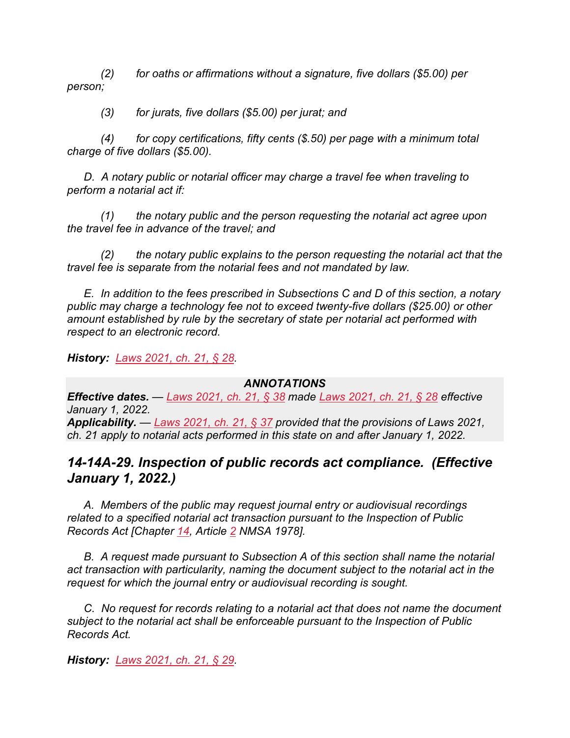*(2) for oaths or affirmations without a signature, five dollars ($5.00) per person;*

*(3) for jurats, five dollars ($5.00) per jurat; and*

*(4) for copy certifications, fifty cents ($.50) per page with a minimum total charge of five dollars ($5.00).*

*D. A notary public or notarial officer may charge a travel fee when traveling to perform a notarial act if:*

*(1) the notary public and the person requesting the notarial act agree upon the travel fee in advance of the travel; and*

*(2) the notary public explains to the person requesting the notarial act that the travel fee is separate from the notarial fees and not mandated by law.*

*E. In addition to the fees prescribed in Subsections C and D of this section, a notary public may charge a technology fee not to exceed twenty-five dollars ($25.00) or other amount established by rule by the secretary of state per notarial act performed with respect to an electronic record.*

***History:*** *Laws 2021, ch. 21, § 28.*

***ANNOTATIONS***

***Effective dates.*** *— Laws 2021, ch. 21, § 38 made Laws 2021, ch. 21, § 28 effective January 1, 2022.*

***Applicability.*** *— Laws 2021, ch. 21, § 37 provided that the provisions of Laws 2021, ch. 21 apply to notarial acts performed in this state on and after January 1, 2022.*

## *14-14A-29. Inspection of public records act compliance. (Effective January 1, 2022.)*

*A. Members of the public may request journal entry or audiovisual recordings related to a specified notarial act transaction pursuant to the Inspection of Public Records Act [Chapter 14, Article 2 NMSA 1978].*

*B. A request made pursuant to Subsection A of this section shall name the notarial act transaction with particularity, naming the document subject to the notarial act in the request for which the journal entry or audiovisual recording is sought.*

*C. No request for records relating to a notarial act that does not name the document subject to the notarial act shall be enforceable pursuant to the Inspection of Public Records Act.*

***History:*** *Laws 2021, ch. 21, § 29.*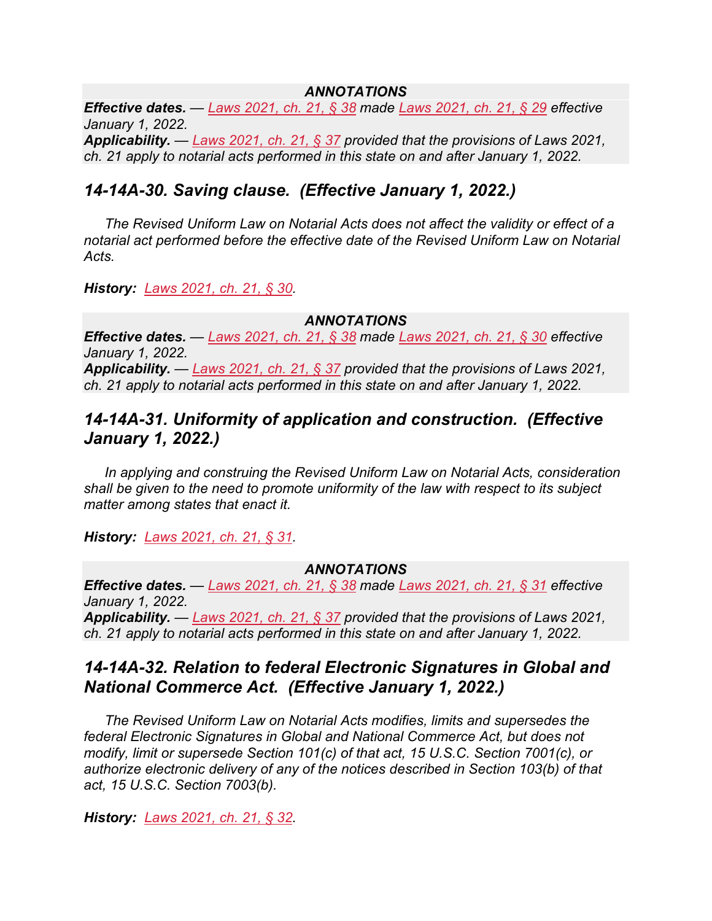***ANNOTATIONS***

***Effective dates.*** — *Laws 2021, ch. 21, § 38 made Laws 2021, ch. 21, § 29 effective January 1, 2022.*

***Applicability.*** — *Laws 2021, ch. 21, § 37 provided that the provisions of Laws 2021, ch. 21 apply to notarial acts performed in this state on and after January 1, 2022.*

## *14-14A-30. Saving clause. (Effective January 1, 2022.)*

*The Revised Uniform Law on Notarial Acts does not affect the validity or effect of a notarial act performed before the effective date of the Revised Uniform Law on Notarial Acts.*

***History:*** *Laws 2021, ch. 21, § 30.*

***ANNOTATIONS***

***Effective dates.*** — *Laws 2021, ch. 21, § 38 made Laws 2021, ch. 21, § 30 effective January 1, 2022.*

***Applicability.*** — *Laws 2021, ch. 21, § 37 provided that the provisions of Laws 2021, ch. 21 apply to notarial acts performed in this state on and after January 1, 2022.*

## *14-14A-31. Uniformity of application and construction. (Effective January 1, 2022.)*

*In applying and construing the Revised Uniform Law on Notarial Acts, consideration shall be given to the need to promote uniformity of the law with respect to its subject matter among states that enact it.*

***History:*** *Laws 2021, ch. 21, § 31.*

***ANNOTATIONS***

***Effective dates.*** — *Laws 2021, ch. 21, § 38 made Laws 2021, ch. 21, § 31 effective January 1, 2022.*

***Applicability.*** — *Laws 2021, ch. 21, § 37 provided that the provisions of Laws 2021, ch. 21 apply to notarial acts performed in this state on and after January 1, 2022.*

## *14-14A-32. Relation to federal Electronic Signatures in Global and National Commerce Act. (Effective January 1, 2022.)*

*The Revised Uniform Law on Notarial Acts modifies, limits and supersedes the federal Electronic Signatures in Global and National Commerce Act, but does not modify, limit or supersede Section 101(c) of that act, 15 U.S.C. Section 7001(c), or authorize electronic delivery of any of the notices described in Section 103(b) of that act, 15 U.S.C. Section 7003(b).*

***History:*** *Laws 2021, ch. 21, § 32.*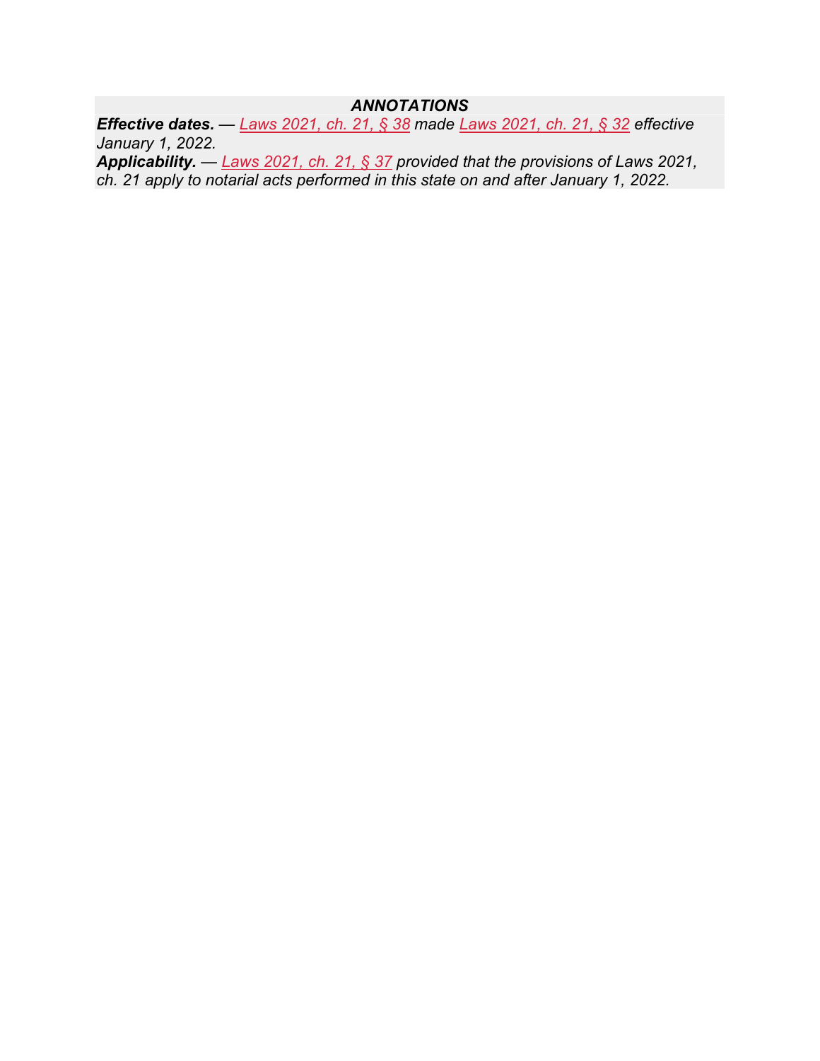***ANNOTATIONS***

***Effective dates.*** *— Laws 2021, ch. 21, § 38 made Laws 2021, ch. 21, § 32 effective January 1, 2022.*

***Applicability.*** *— Laws 2021, ch. 21, § 37 provided that the provisions of Laws 2021, ch. 21 apply to notarial acts performed in this state on and after January 1, 2022.*